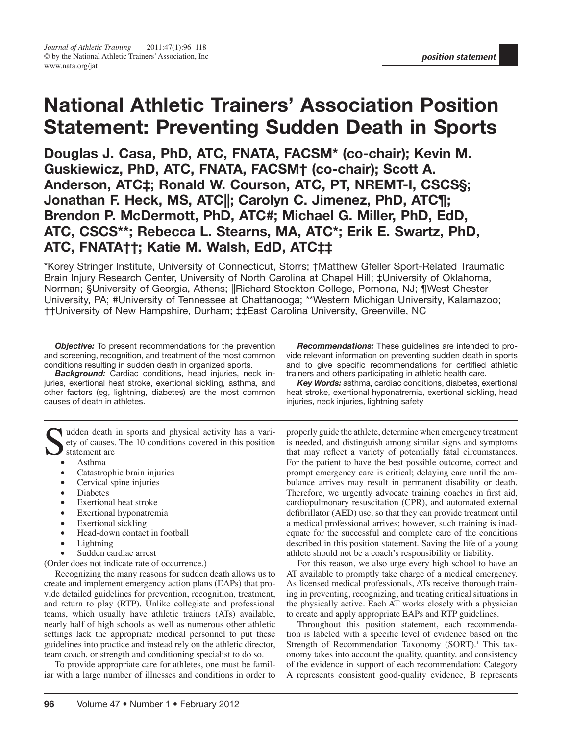*position statement*

# National Athletic Trainers' Association Position Statement: Preventing Sudden Death in Sports

**Douglas J. Casa, PhD, ATC, FNATA, FACSM* (co-chair); Kevin M. Guskiewicz, PhD, ATC, FNATA, FACSM† (co-chair); Scott A. Anderson, ATC‡; Ronald W. Courson, ATC, PT, NREMT-I, CSCS§; Jonathan F. Heck, MS, ATC||; Carolyn C. Jimenez, PhD, ATC¶; Brendon P. McDermott, PhD, ATC#; Michael G. Miller, PhD, EdD, ATC, CSCS**; Rebecca L. Stearns, MA, ATC*; Erik E. Swartz, PhD, ATC, FNATA††; Katie M. Walsh, EdD, ATC‡‡**

*Korey Stringer Institute, University of Connecticut, Storrs; †Matthew Gfeller Sport-Related Traumatic Brain Injury Research Center, University of North Carolina at Chapel Hill; ‡University of Oklahoma, Norman; §University of Georgia, Athens; ||Richard Stockton College, Pomona, NJ; ¶West Chester University, PA; #University of Tennessee at Chattanooga; **Western Michigan University, Kalamazoo; ††University of New Hampshire, Durham; ‡‡East Carolina University, Greenville, NC

***Objective:*** To present recommendations for the prevention and screening, recognition, and treatment of the most common conditions resulting in sudden death in organized sports.

***Background:*** Cardiac conditions, head injuries, neck injuries, exertional heat stroke, exertional sickling, asthma, and other factors (eg, lightning, diabetes) are the most common causes of death in athletes.

***Recommendations:*** These guidelines are intended to provide relevant information on preventing sudden death in sports and to give specific recommendations for certified athletic trainers and others participating in athletic health care.

***Key Words:*** asthma, cardiac conditions, diabetes, exertional heat stroke, exertional hyponatremia, exertional sickling, head injuries, neck injuries, lightning safety

Sudden death in sports and physical activity has a variety of causes. The 10 conditions covered in this position statement are

- Asthma
- Catastrophic brain injuries
- Cervical spine injuries
- Diabetes
- Exertional heat stroke
- Exertional hyponatremia
- Exertional sickling
- Head-down contact in football
- Lightning
- Sudden cardiac arrest

(Order does not indicate rate of occurrence.)

Recognizing the many reasons for sudden death allows us to create and implement emergency action plans (EAPs) that provide detailed guidelines for prevention, recognition, treatment, and return to play (RTP). Unlike collegiate and professional teams, which usually have athletic trainers (ATs) available, nearly half of high schools as well as numerous other athletic settings lack the appropriate medical personnel to put these guidelines into practice and instead rely on the athletic director, team coach, or strength and conditioning specialist to do so.

To provide appropriate care for athletes, one must be familiar with a large number of illnesses and conditions in order to properly guide the athlete, determine when emergency treatment is needed, and distinguish among similar signs and symptoms that may reflect a variety of potentially fatal circumstances. For the patient to have the best possible outcome, correct and prompt emergency care is critical; delaying care until the ambulance arrives may result in permanent disability or death. Therefore, we urgently advocate training coaches in first aid, cardiopulmonary resuscitation (CPR), and automated external defibrillator (AED) use, so that they can provide treatment until a medical professional arrives; however, such training is inadequate for the successful and complete care of the conditions described in this position statement. Saving the life of a young athlete should not be a coach's responsibility or liability.

For this reason, we also urge every high school to have an AT available to promptly take charge of a medical emergency. As licensed medical professionals, ATs receive thorough training in preventing, recognizing, and treating critical situations in the physically active. Each AT works closely with a physician to create and apply appropriate EAPs and RTP guidelines.

Throughout this position statement, each recommendation is labeled with a specific level of evidence based on the Strength of Recommendation Taxonomy (SORT).[1] This taxonomy takes into account the quality, quantity, and consistency of the evidence in support of each recommendation: Category A represents consistent good-quality evidence, B represents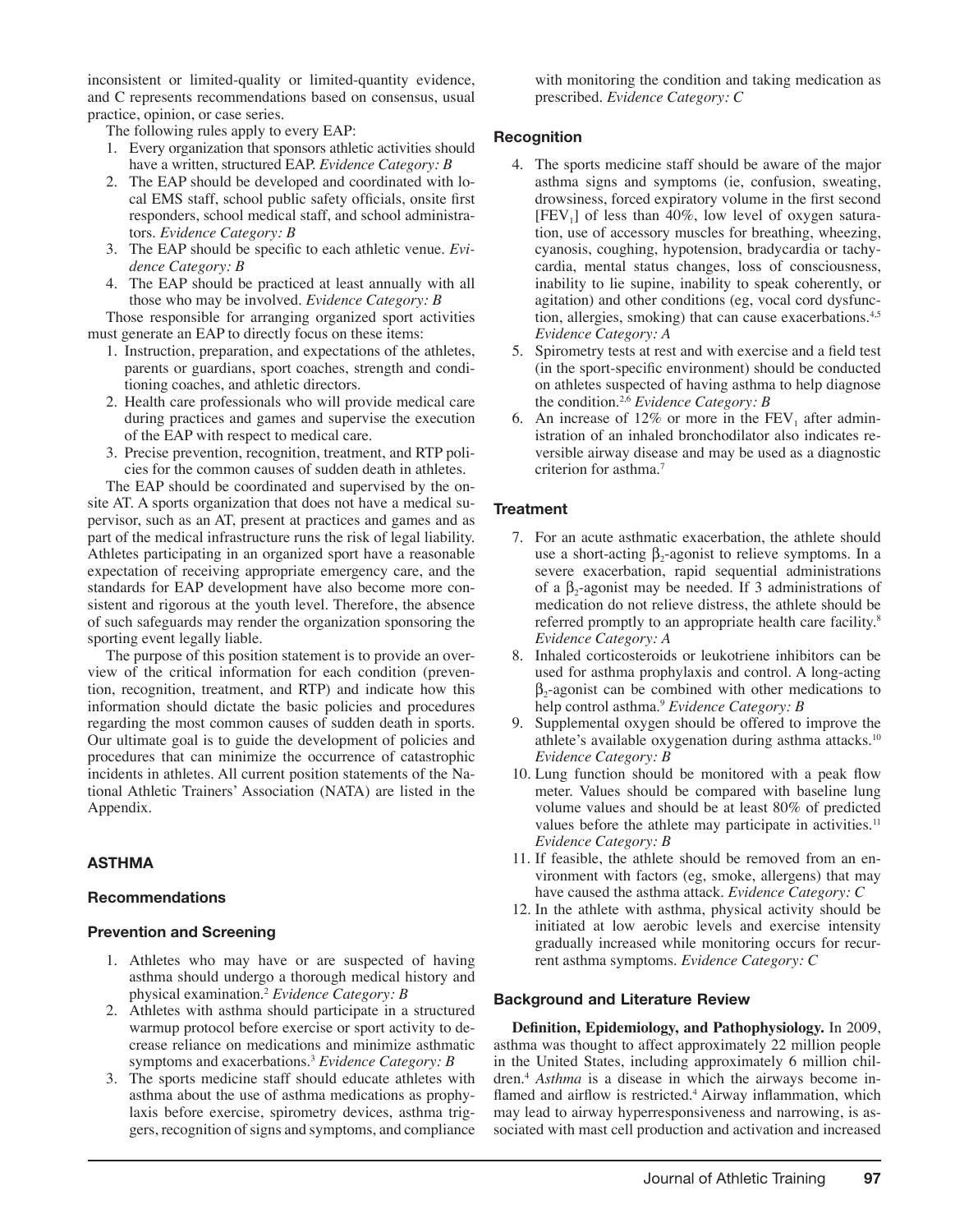inconsistent or limited-quality or limited-quantity evidence, and C represents recommendations based on consensus, usual practice, opinion, or case series.

The following rules apply to every EAP:

1. Every organization that sponsors athletic activities should have a written, structured EAP. *Evidence Category: B*
2. The EAP should be developed and coordinated with local EMS staff, school public safety officials, onsite first responders, school medical staff, and school administrators. *Evidence Category: B*
3. The EAP should be specific to each athletic venue. *Evidence Category: B*
4. The EAP should be practiced at least annually with all those who may be involved. *Evidence Category: B*

Those responsible for arranging organized sport activities must generate an EAP to directly focus on these items:

1. Instruction, preparation, and expectations of the athletes, parents or guardians, sport coaches, strength and conditioning coaches, and athletic directors.
2. Health care professionals who will provide medical care during practices and games and supervise the execution of the EAP with respect to medical care.
3. Precise prevention, recognition, treatment, and RTP policies for the common causes of sudden death in athletes.

The EAP should be coordinated and supervised by the onsite AT. A sports organization that does not have a medical supervisor, such as an AT, present at practices and games and as part of the medical infrastructure runs the risk of legal liability. Athletes participating in an organized sport have a reasonable expectation of receiving appropriate emergency care, and the standards for EAP development have also become more consistent and rigorous at the youth level. Therefore, the absence of such safeguards may render the organization sponsoring the sporting event legally liable.

The purpose of this position statement is to provide an overview of the critical information for each condition (prevention, recognition, treatment, and RTP) and indicate how this information should dictate the basic policies and procedures regarding the most common causes of sudden death in sports. Our ultimate goal is to guide the development of policies and procedures that can minimize the occurrence of catastrophic incidents in athletes. All current position statements of the National Athletic Trainers' Association (NATA) are listed in the Appendix.

## ASTHMA

### Recommendations

### Prevention and Screening

1. Athletes who may have or are suspected of having asthma should undergo a thorough medical history and physical examination.[2] *Evidence Category: B*
2. Athletes with asthma should participate in a structured warmup protocol before exercise or sport activity to decrease reliance on medications and minimize asthmatic symptoms and exacerbations.[3] *Evidence Category: B*
3. The sports medicine staff should educate athletes with asthma about the use of asthma medications as prophylaxis before exercise, spirometry devices, asthma triggers, recognition of signs and symptoms, and compliance with monitoring the condition and taking medication as prescribed. *Evidence Category: C*

### Recognition

4. The sports medicine staff should be aware of the major asthma signs and symptoms (ie, confusion, sweating, drowsiness, forced expiratory volume in the first second [$FEV_1$] of less than 40%, low level of oxygen saturation, use of accessory muscles for breathing, wheezing, cyanosis, coughing, hypotension, bradycardia or tachycardia, mental status changes, loss of consciousness, inability to lie supine, inability to speak coherently, or agitation) and other conditions (eg, vocal cord dysfunction, allergies, smoking) that can cause exacerbations.[4,5] *Evidence Category: A*
5. Spirometry tests at rest and with exercise and a field test (in the sport-specific environment) should be conducted on athletes suspected of having asthma to help diagnose the condition.[2,6] *Evidence Category: B*
6. An increase of 12% or more in the $FEV_1$ after administration of an inhaled bronchodilator also indicates reversible airway disease and may be used as a diagnostic criterion for asthma.[7]

### Treatment

7. For an acute asthmatic exacerbation, the athlete should use a short-acting $\beta_2$-agonist to relieve symptoms. In a severe exacerbation, rapid sequential administrations of a $\beta_2$-agonist may be needed. If 3 administrations of medication do not relieve distress, the athlete should be referred promptly to an appropriate health care facility.[8] *Evidence Category: A*
8. Inhaled corticosteroids or leukotriene inhibitors can be used for asthma prophylaxis and control. A long-acting $\beta_2$-agonist can be combined with other medications to help control asthma.[9] *Evidence Category: B*
9. Supplemental oxygen should be offered to improve the athlete's available oxygenation during asthma attacks.[10] *Evidence Category: B*
10. Lung function should be monitored with a peak flow meter. Values should be compared with baseline lung volume values and should be at least 80% of predicted values before the athlete may participate in activities.[11] *Evidence Category: B*
11. If feasible, the athlete should be removed from an environment with factors (eg, smoke, allergens) that may have caused the asthma attack. *Evidence Category: C*
12. In the athlete with asthma, physical activity should be initiated at low aerobic levels and exercise intensity gradually increased while monitoring occurs for recurrent asthma symptoms. *Evidence Category: C*

### Background and Literature Review

**Definition, Epidemiology, and Pathophysiology.** In 2009, asthma was thought to affect approximately 22 million people in the United States, including approximately 6 million children.[4] *Asthma* is a disease in which the airways become inflamed and airflow is restricted.[4] Airway inflammation, which may lead to airway hyperresponsiveness and narrowing, is associated with mast cell production and activation and increased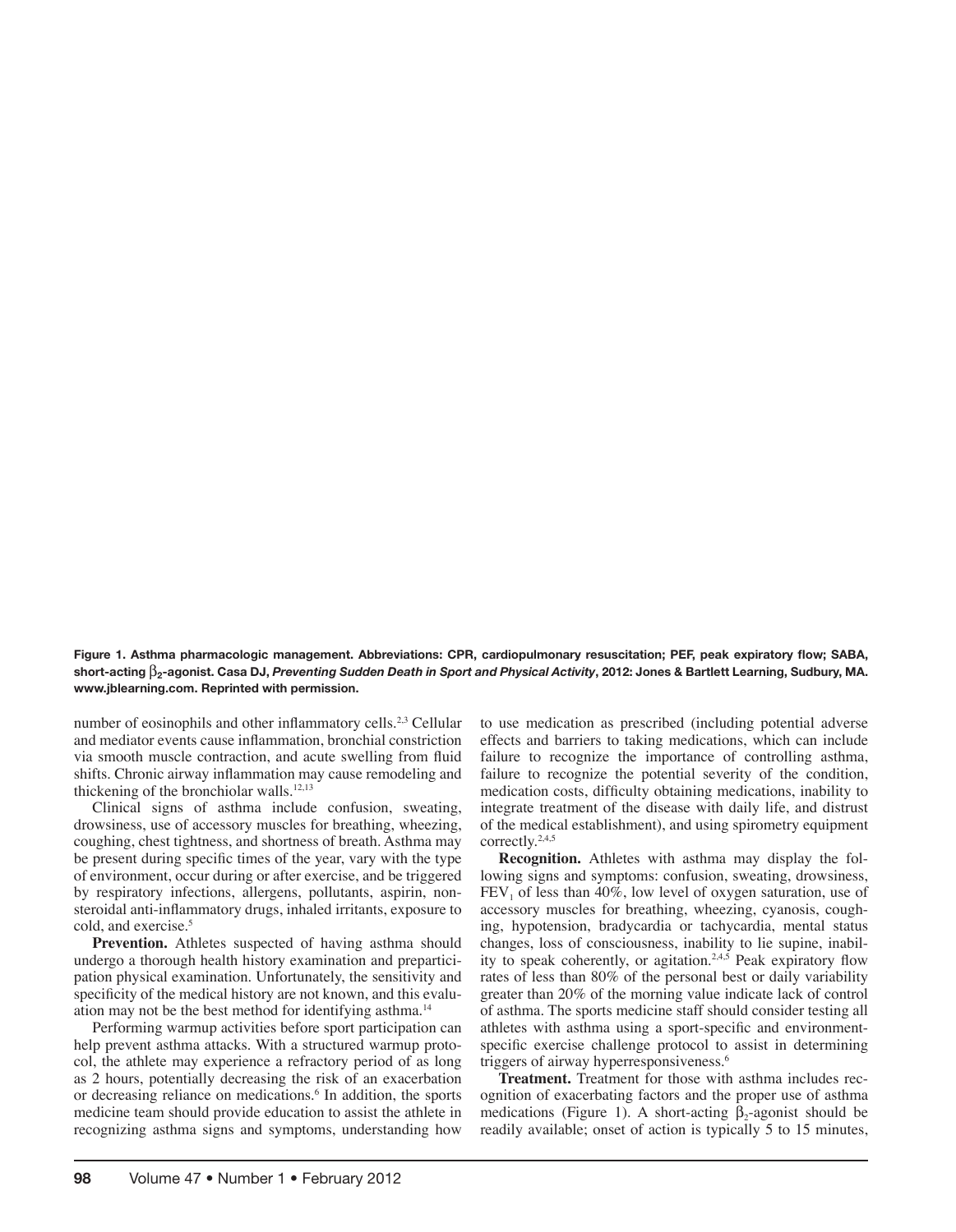**Figure 1. Asthma pharmacologic management. Abbreviations: CPR, cardiopulmonary resuscitation; PEF, peak expiratory flow; SABA, short-acting $\beta_2$-agonist. Casa DJ, *Preventing Sudden Death in Sport and Physical Activity*, 2012: Jones & Bartlett Learning, Sudbury, MA. www.jblearning.com. Reprinted with permission.**

number of eosinophils and other inflammatory cells.[2,3] Cellular and mediator events cause inflammation, bronchial constriction via smooth muscle contraction, and acute swelling from fluid shifts. Chronic airway inflammation may cause remodeling and thickening of the bronchiolar walls.[12,13]

Clinical signs of asthma include confusion, sweating, drowsiness, use of accessory muscles for breathing, wheezing, coughing, chest tightness, and shortness of breath. Asthma may be present during specific times of the year, vary with the type of environment, occur during or after exercise, and be triggered by respiratory infections, allergens, pollutants, aspirin, nonsteroidal anti-inflammatory drugs, inhaled irritants, exposure to cold, and exercise.[5]

**Prevention.** Athletes suspected of having asthma should undergo a thorough health history examination and preparticipation physical examination. Unfortunately, the sensitivity and specificity of the medical history are not known, and this evaluation may not be the best method for identifying asthma.[14]

Performing warmup activities before sport participation can help prevent asthma attacks. With a structured warmup protocol, the athlete may experience a refractory period of as long as 2 hours, potentially decreasing the risk of an exacerbation or decreasing reliance on medications.[6] In addition, the sports medicine team should provide education to assist the athlete in recognizing asthma signs and symptoms, understanding how to use medication as prescribed (including potential adverse effects and barriers to taking medications, which can include failure to recognize the importance of controlling asthma, failure to recognize the potential severity of the condition, medication costs, difficulty obtaining medications, inability to integrate treatment of the disease with daily life, and distrust of the medical establishment), and using spirometry equipment correctly.[2,4,5]

**Recognition.** Athletes with asthma may display the following signs and symptoms: confusion, sweating, drowsiness, $FEV_1$ of less than 40%, low level of oxygen saturation, use of accessory muscles for breathing, wheezing, cyanosis, coughing, hypotension, bradycardia or tachycardia, mental status changes, loss of consciousness, inability to lie supine, inability to speak coherently, or agitation.[2,4,5] Peak expiratory flow rates of less than 80% of the personal best or daily variability greater than 20% of the morning value indicate lack of control of asthma. The sports medicine staff should consider testing all athletes with asthma using a sport-specific and environment-specific exercise challenge protocol to assist in determining triggers of airway hyperresponsiveness.[6]

**Treatment.** Treatment for those with asthma includes recognition of exacerbating factors and the proper use of asthma medications (Figure 1). A short-acting $\beta_2$-agonist should be readily available; onset of action is typically 5 to 15 minutes,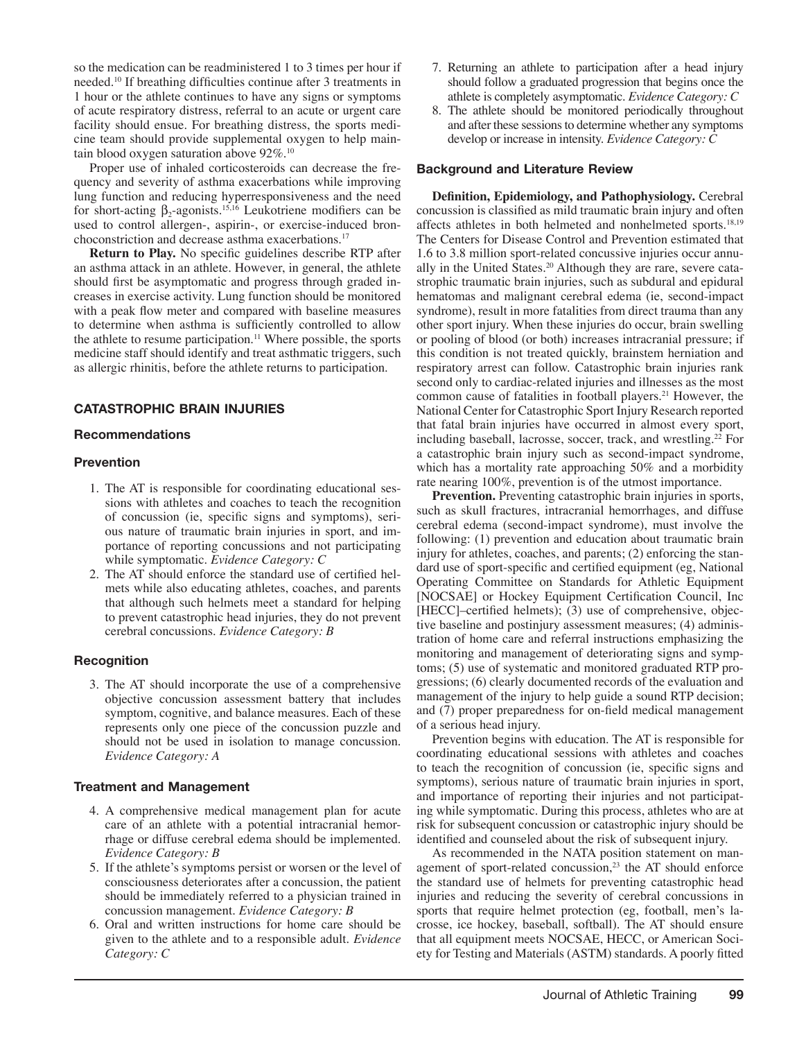so the medication can be readministered 1 to 3 times per hour if needed.[10] If breathing difficulties continue after 3 treatments in 1 hour or the athlete continues to have any signs or symptoms of acute respiratory distress, referral to an acute or urgent care facility should ensue. For breathing distress, the sports medicine team should provide supplemental oxygen to help maintain blood oxygen saturation above 92%.[10]

Proper use of inhaled corticosteroids can decrease the frequency and severity of asthma exacerbations while improving lung function and reducing hyperresponsiveness and the need for short-acting $\beta_2$-agonists.[15,16] Leukotriene modifiers can be used to control allergen-, aspirin-, or exercise-induced bronchoconstriction and decrease asthma exacerbations.[17]

**Return to Play.** No specific guidelines describe RTP after an asthma attack in an athlete. However, in general, the athlete should first be asymptomatic and progress through graded increases in exercise activity. Lung function should be monitored with a peak flow meter and compared with baseline measures to determine when asthma is sufficiently controlled to allow the athlete to resume participation.[11] Where possible, the sports medicine staff should identify and treat asthmatic triggers, such as allergic rhinitis, before the athlete returns to participation.

## CATASTROPHIC BRAIN INJURIES

### Recommendations

#### Prevention

1. The AT is responsible for coordinating educational sessions with athletes and coaches to teach the recognition of concussion (ie, specific signs and symptoms), serious nature of traumatic brain injuries in sport, and importance of reporting concussions and not participating while symptomatic. *Evidence Category: C*
2. The AT should enforce the standard use of certified helmets while also educating athletes, coaches, and parents that although such helmets meet a standard for helping to prevent catastrophic head injuries, they do not prevent cerebral concussions. *Evidence Category: B*

#### Recognition

3. The AT should incorporate the use of a comprehensive objective concussion assessment battery that includes symptom, cognitive, and balance measures. Each of these represents only one piece of the concussion puzzle and should not be used in isolation to manage concussion. *Evidence Category: A*

#### Treatment and Management

4. A comprehensive medical management plan for acute care of an athlete with a potential intracranial hemorrhage or diffuse cerebral edema should be implemented. *Evidence Category: B*
5. If the athlete's symptoms persist or worsen or the level of consciousness deteriorates after a concussion, the patient should be immediately referred to a physician trained in concussion management. *Evidence Category: B*
6. Oral and written instructions for home care should be given to the athlete and to a responsible adult. *Evidence Category: C*
7. Returning an athlete to participation after a head injury should follow a graduated progression that begins once the athlete is completely asymptomatic. *Evidence Category: C*
8. The athlete should be monitored periodically throughout and after these sessions to determine whether any symptoms develop or increase in intensity. *Evidence Category: C*

### Background and Literature Review

**Definition, Epidemiology, and Pathophysiology.** Cerebral concussion is classified as mild traumatic brain injury and often affects athletes in both helmeted and nonhelmeted sports.[18,19] The Centers for Disease Control and Prevention estimated that 1.6 to 3.8 million sport-related concussive injuries occur annually in the United States.[20] Although they are rare, severe catastrophic traumatic brain injuries, such as subdural and epidural hematomas and malignant cerebral edema (ie, second-impact syndrome), result in more fatalities from direct trauma than any other sport injury. When these injuries do occur, brain swelling or pooling of blood (or both) increases intracranial pressure; if this condition is not treated quickly, brainstem herniation and respiratory arrest can follow. Catastrophic brain injuries rank second only to cardiac-related injuries and illnesses as the most common cause of fatalities in football players.[21] However, the National Center for Catastrophic Sport Injury Research reported that fatal brain injuries have occurred in almost every sport, including baseball, lacrosse, soccer, track, and wrestling.[22] For a catastrophic brain injury such as second-impact syndrome, which has a mortality rate approaching 50% and a morbidity rate nearing 100%, prevention is of the utmost importance.

**Prevention.** Preventing catastrophic brain injuries in sports, such as skull fractures, intracranial hemorrhages, and diffuse cerebral edema (second-impact syndrome), must involve the following: (1) prevention and education about traumatic brain injury for athletes, coaches, and parents; (2) enforcing the standard use of sport-specific and certified equipment (eg, National Operating Committee on Standards for Athletic Equipment [NOCSAE] or Hockey Equipment Certification Council, Inc [HECC]–certified helmets); (3) use of comprehensive, objective baseline and postinjury assessment measures; (4) administration of home care and referral instructions emphasizing the monitoring and management of deteriorating signs and symptoms; (5) use of systematic and monitored graduated RTP progressions; (6) clearly documented records of the evaluation and management of the injury to help guide a sound RTP decision; and (7) proper preparedness for on-field medical management of a serious head injury.

Prevention begins with education. The AT is responsible for coordinating educational sessions with athletes and coaches to teach the recognition of concussion (ie, specific signs and symptoms), serious nature of traumatic brain injuries in sport, and importance of reporting their injuries and not participating while symptomatic. During this process, athletes who are at risk for subsequent concussion or catastrophic injury should be identified and counseled about the risk of subsequent injury.

As recommended in the NATA position statement on management of sport-related concussion,[23] the AT should enforce the standard use of helmets for preventing catastrophic head injuries and reducing the severity of cerebral concussions in sports that require helmet protection (eg, football, men's lacrosse, ice hockey, baseball, softball). The AT should ensure that all equipment meets NOCSAE, HECC, or American Society for Testing and Materials (ASTM) standards. A poorly fitted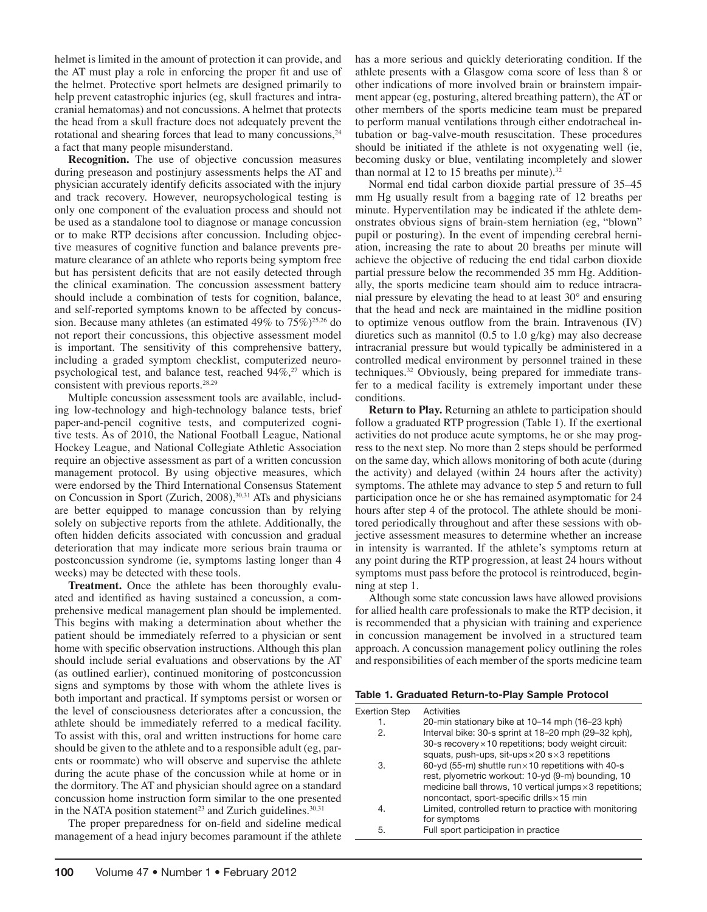helmet is limited in the amount of protection it can provide, and the AT must play a role in enforcing the proper fit and use of the helmet. Protective sport helmets are designed primarily to help prevent catastrophic injuries (eg, skull fractures and intracranial hematomas) and not concussions. A helmet that protects the head from a skull fracture does not adequately prevent the rotational and shearing forces that lead to many concussions,[24] a fact that many people misunderstand.

**Recognition.** The use of objective concussion measures during preseason and postinjury assessments helps the AT and physician accurately identify deficits associated with the injury and track recovery. However, neuropsychological testing is only one component of the evaluation process and should not be used as a standalone tool to diagnose or manage concussion or to make RTP decisions after concussion. Including objective measures of cognitive function and balance prevents premature clearance of an athlete who reports being symptom free but has persistent deficits that are not easily detected through the clinical examination. The concussion assessment battery should include a combination of tests for cognition, balance, and self-reported symptoms known to be affected by concussion. Because many athletes (an estimated 49% to 75%)[25,26] do not report their concussions, this objective assessment model is important. The sensitivity of this comprehensive battery, including a graded symptom checklist, computerized neuropsychological test, and balance test, reached 94%,[27] which is consistent with previous reports.[28,29]

Multiple concussion assessment tools are available, including low-technology and high-technology balance tests, brief paper-and-pencil cognitive tests, and computerized cognitive tests. As of 2010, the National Football League, National Hockey League, and National Collegiate Athletic Association require an objective assessment as part of a written concussion management protocol. By using objective measures, which were endorsed by the Third International Consensus Statement on Concussion in Sport (Zurich, 2008),[30,31] ATs and physicians are better equipped to manage concussion than by relying solely on subjective reports from the athlete. Additionally, the often hidden deficits associated with concussion and gradual deterioration that may indicate more serious brain trauma or postconcussion syndrome (ie, symptoms lasting longer than 4 weeks) may be detected with these tools.

**Treatment.** Once the athlete has been thoroughly evaluated and identified as having sustained a concussion, a comprehensive medical management plan should be implemented. This begins with making a determination about whether the patient should be immediately referred to a physician or sent home with specific observation instructions. Although this plan should include serial evaluations and observations by the AT (as outlined earlier), continued monitoring of postconcussion signs and symptoms by those with whom the athlete lives is both important and practical. If symptoms persist or worsen or the level of consciousness deteriorates after a concussion, the athlete should be immediately referred to a medical facility. To assist with this, oral and written instructions for home care should be given to the athlete and to a responsible adult (eg, parents or roommate) who will observe and supervise the athlete during the acute phase of the concussion while at home or in the dormitory. The AT and physician should agree on a standard concussion home instruction form similar to the one presented in the NATA position statement[23] and Zurich guidelines.[30,31]

The proper preparedness for on-field and sideline medical management of a head injury becomes paramount if the athlete has a more serious and quickly deteriorating condition. If the athlete presents with a Glasgow coma score of less than 8 or other indications of more involved brain or brainstem impairment appear (eg, posturing, altered breathing pattern), the AT or other members of the sports medicine team must be prepared to perform manual ventilations through either endotracheal intubation or bag-valve-mouth resuscitation. These procedures should be initiated if the athlete is not oxygenating well (ie, becoming dusky or blue, ventilating incompletely and slower than normal at 12 to 15 breaths per minute).[32]

Normal end tidal carbon dioxide partial pressure of 35–45 mm Hg usually result from a bagging rate of 12 breaths per minute. Hyperventilation may be indicated if the athlete demonstrates obvious signs of brain-stem herniation (eg, "blown" pupil or posturing). In the event of impending cerebral herniation, increasing the rate to about 20 breaths per minute will achieve the objective of reducing the end tidal carbon dioxide partial pressure below the recommended 35 mm Hg. Additionally, the sports medicine team should aim to reduce intracranial pressure by elevating the head to at least 30° and ensuring that the head and neck are maintained in the midline position to optimize venous outflow from the brain. Intravenous (IV) diuretics such as mannitol (0.5 to 1.0 g/kg) may also decrease intracranial pressure but would typically be administered in a controlled medical environment by personnel trained in these techniques.[32] Obviously, being prepared for immediate transfer to a medical facility is extremely important under these conditions.

**Return to Play.** Returning an athlete to participation should follow a graduated RTP progression (Table 1). If the exertional activities do not produce acute symptoms, he or she may progress to the next step. No more than 2 steps should be performed on the same day, which allows monitoring of both acute (during the activity) and delayed (within 24 hours after the activity) symptoms. The athlete may advance to step 5 and return to full participation once he or she has remained asymptomatic for 24 hours after step 4 of the protocol. The athlete should be monitored periodically throughout and after these sessions with objective assessment measures to determine whether an increase in intensity is warranted. If the athlete's symptoms return at any point during the RTP progression, at least 24 hours without symptoms must pass before the protocol is reintroduced, beginning at step 1.

Although some state concussion laws have allowed provisions for allied health care professionals to make the RTP decision, it is recommended that a physician with training and experience in concussion management be involved in a structured team approach. A concussion management policy outlining the roles and responsibilities of each member of the sports medicine team

**Table 1. Graduated Return-to-Play Sample Protocol**

| Exertion Step | Activities |
|---|---|
| 1. | 20-min stationary bike at 10–14 mph (16–23 kph) |
| 2. | Interval bike: 30-s sprint at 18–20 mph (29–32 kph), 30-s recovery × 10 repetitions; body weight circuit: squats, push-ups, sit-ups × 20 s × 3 repetitions |
| 3. | 60-yd (55-m) shuttle run × 10 repetitions with 40-s rest, plyometric workout: 10-yd (9-m) bounding, 10 medicine ball throws, 10 vertical jumps × 3 repetitions; noncontact, sport-specific drills × 15 min |
| 4. | Limited, controlled return to practice with monitoring for symptoms |
| 5. | Full sport participation in practice |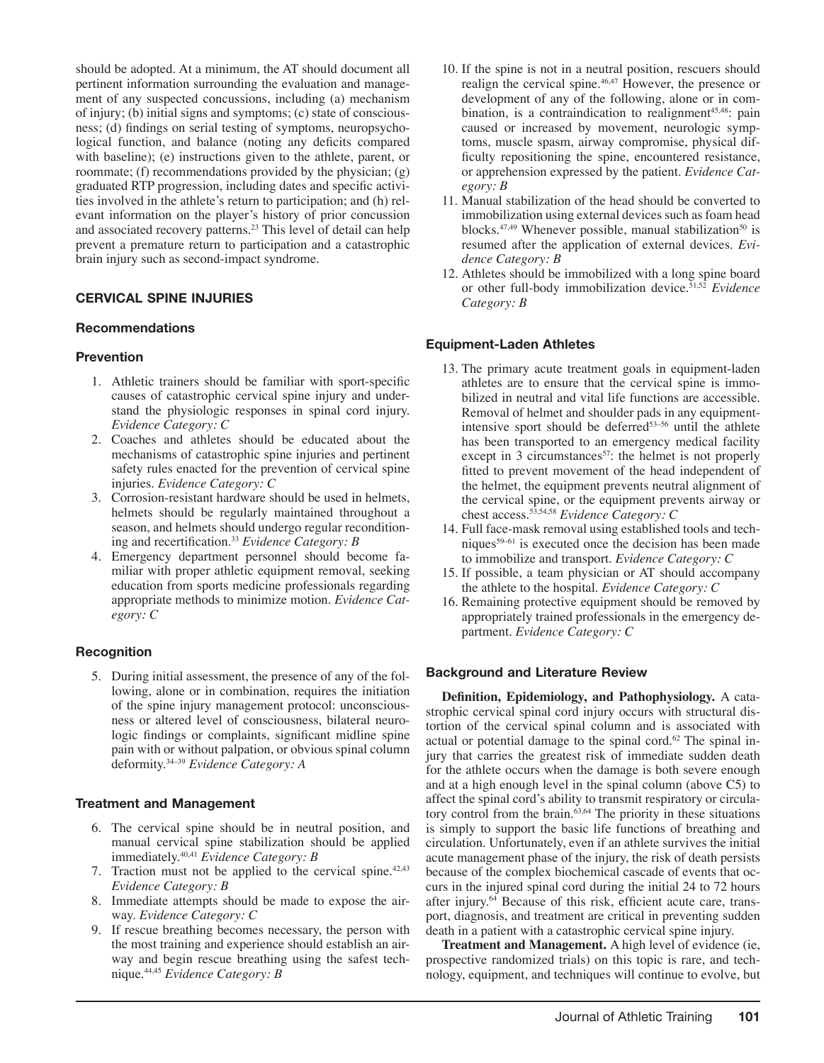should be adopted. At a minimum, the AT should document all pertinent information surrounding the evaluation and management of any suspected concussions, including (a) mechanism of injury; (b) initial signs and symptoms; (c) state of consciousness; (d) findings on serial testing of symptoms, neuropsychological function, and balance (noting any deficits compared with baseline); (e) instructions given to the athlete, parent, or roommate; (f) recommendations provided by the physician; (g) graduated RTP progression, including dates and specific activities involved in the athlete's return to participation; and (h) relevant information on the player's history of prior concussion and associated recovery patterns.[23] This level of detail can help prevent a premature return to participation and a catastrophic brain injury such as second-impact syndrome.

## CERVICAL SPINE INJURIES

### Recommendations

### Prevention

1. Athletic trainers should be familiar with sport-specific causes of catastrophic cervical spine injury and understand the physiologic responses in spinal cord injury. *Evidence Category: C*
2. Coaches and athletes should be educated about the mechanisms of catastrophic spine injuries and pertinent safety rules enacted for the prevention of cervical spine injuries. *Evidence Category: C*
3. Corrosion-resistant hardware should be used in helmets, helmets should be regularly maintained throughout a season, and helmets should undergo regular reconditioning and recertification.[33] *Evidence Category: B*
4. Emergency department personnel should become familiar with proper athletic equipment removal, seeking education from sports medicine professionals regarding appropriate methods to minimize motion. *Evidence Category: C*

### Recognition

5. During initial assessment, the presence of any of the following, alone or in combination, requires the initiation of the spine injury management protocol: unconsciousness or altered level of consciousness, bilateral neurologic findings or complaints, significant midline spine pain with or without palpation, or obvious spinal column deformity.[34–39] *Evidence Category: A*

### Treatment and Management

6. The cervical spine should be in neutral position, and manual cervical spine stabilization should be applied immediately.[40,41] *Evidence Category: B*
7. Traction must not be applied to the cervical spine.[42,43] *Evidence Category: B*
8. Immediate attempts should be made to expose the airway. *Evidence Category: C*
9. If rescue breathing becomes necessary, the person with the most training and experience should establish an airway and begin rescue breathing using the safest technique.[44,45] *Evidence Category: B*
10. If the spine is not in a neutral position, rescuers should realign the cervical spine.[46,47] However, the presence or development of any of the following, alone or in combination, is a contraindication to realignment[45,48]: pain caused or increased by movement, neurologic symptoms, muscle spasm, airway compromise, physical difficulty repositioning the spine, encountered resistance, or apprehension expressed by the patient. *Evidence Category: B*
11. Manual stabilization of the head should be converted to immobilization using external devices such as foam head blocks.[47,49] Whenever possible, manual stabilization[50] is resumed after the application of external devices. *Evidence Category: B*
12. Athletes should be immobilized with a long spine board or other full-body immobilization device.[51,52] *Evidence Category: B*

### Equipment-Laden Athletes

13. The primary acute treatment goals in equipment-laden athletes are to ensure that the cervical spine is immobilized in neutral and vital life functions are accessible. Removal of helmet and shoulder pads in any equipment-intensive sport should be deferred[53–56] until the athlete has been transported to an emergency medical facility except in 3 circumstances[57]: the helmet is not properly fitted to prevent movement of the head independent of the helmet, the equipment prevents neutral alignment of the cervical spine, or the equipment prevents airway or chest access.[53,54,58] *Evidence Category: C*
14. Full face-mask removal using established tools and techniques[59–61] is executed once the decision has been made to immobilize and transport. *Evidence Category: C*
15. If possible, a team physician or AT should accompany the athlete to the hospital. *Evidence Category: C*
16. Remaining protective equipment should be removed by appropriately trained professionals in the emergency department. *Evidence Category: C*

### Background and Literature Review

**Definition, Epidemiology, and Pathophysiology.** A catastrophic cervical spinal cord injury occurs with structural distortion of the cervical spinal column and is associated with actual or potential damage to the spinal cord.[62] The spinal injury that carries the greatest risk of immediate sudden death for the athlete occurs when the damage is both severe enough and at a high enough level in the spinal column (above C5) to affect the spinal cord's ability to transmit respiratory or circulatory control from the brain.[63,64] The priority in these situations is simply to support the basic life functions of breathing and circulation. Unfortunately, even if an athlete survives the initial acute management phase of the injury, the risk of death persists because of the complex biochemical cascade of events that occurs in the injured spinal cord during the initial 24 to 72 hours after injury.[64] Because of this risk, efficient acute care, transport, diagnosis, and treatment are critical in preventing sudden death in a patient with a catastrophic cervical spine injury.

**Treatment and Management.** A high level of evidence (ie, prospective randomized trials) on this topic is rare, and technology, equipment, and techniques will continue to evolve, but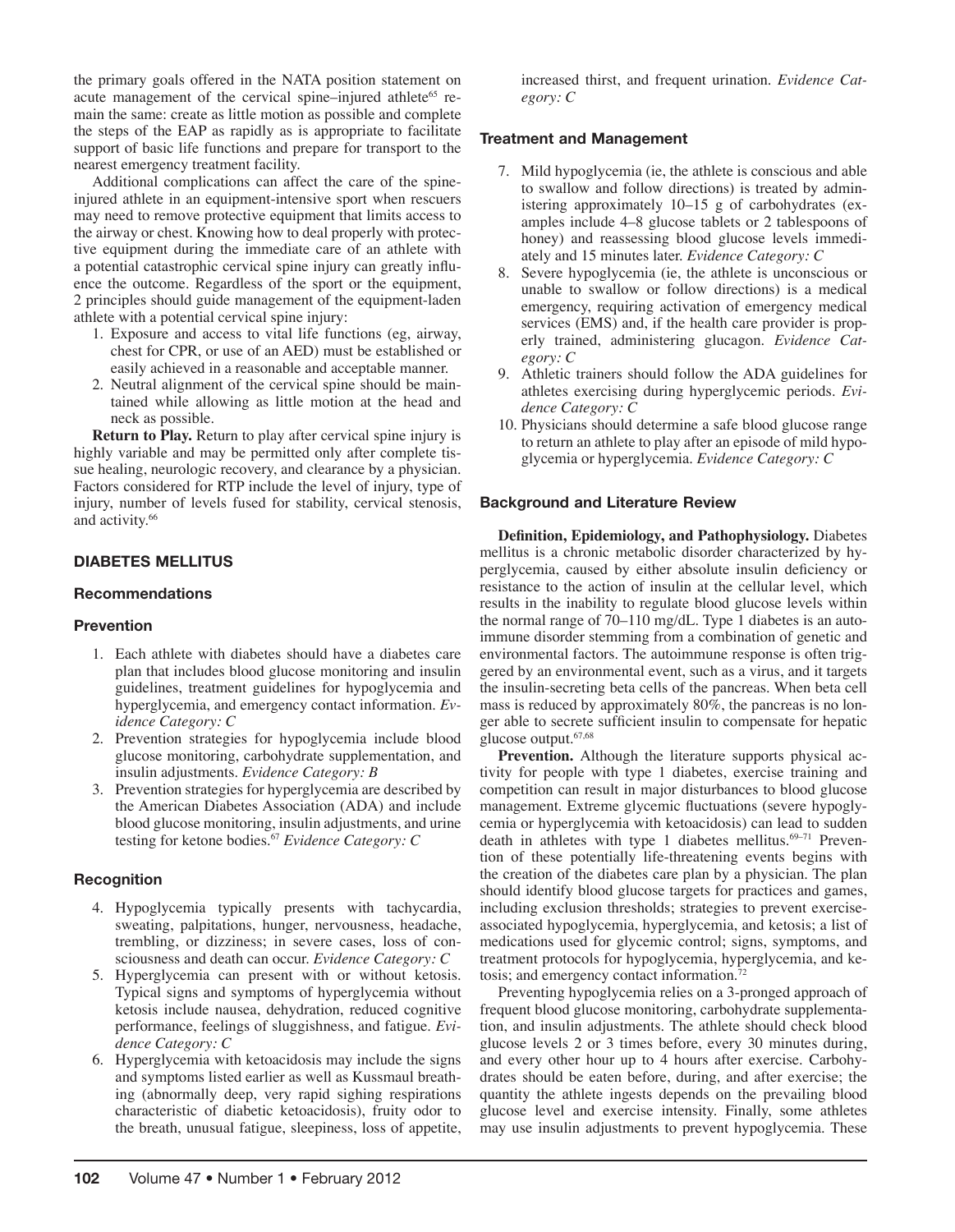the primary goals offered in the NATA position statement on acute management of the cervical spine–injured athlete[65] remain the same: create as little motion as possible and complete the steps of the EAP as rapidly as is appropriate to facilitate support of basic life functions and prepare for transport to the nearest emergency treatment facility.

Additional complications can affect the care of the spine-injured athlete in an equipment-intensive sport when rescuers may need to remove protective equipment that limits access to the airway or chest. Knowing how to deal properly with protective equipment during the immediate care of an athlete with a potential catastrophic cervical spine injury can greatly influence the outcome. Regardless of the sport or the equipment, 2 principles should guide management of the equipment-laden athlete with a potential cervical spine injury:

1. Exposure and access to vital life functions (eg, airway, chest for CPR, or use of an AED) must be established or easily achieved in a reasonable and acceptable manner.
2. Neutral alignment of the cervical spine should be maintained while allowing as little motion at the head and neck as possible.

**Return to Play.** Return to play after cervical spine injury is highly variable and may be permitted only after complete tissue healing, neurologic recovery, and clearance by a physician. Factors considered for RTP include the level of injury, type of injury, number of levels fused for stability, cervical stenosis, and activity.[66]

## DIABETES MELLITUS

### Recommendations

### Prevention

1. Each athlete with diabetes should have a diabetes care plan that includes blood glucose monitoring and insulin guidelines, treatment guidelines for hypoglycemia and hyperglycemia, and emergency contact information. *Evidence Category: C*
2. Prevention strategies for hypoglycemia include blood glucose monitoring, carbohydrate supplementation, and insulin adjustments. *Evidence Category: B*
3. Prevention strategies for hyperglycemia are described by the American Diabetes Association (ADA) and include blood glucose monitoring, insulin adjustments, and urine testing for ketone bodies.[67] *Evidence Category: C*

### Recognition

4. Hypoglycemia typically presents with tachycardia, sweating, palpitations, hunger, nervousness, headache, trembling, or dizziness; in severe cases, loss of consciousness and death can occur. *Evidence Category: C*
5. Hyperglycemia can present with or without ketosis. Typical signs and symptoms of hyperglycemia without ketosis include nausea, dehydration, reduced cognitive performance, feelings of sluggishness, and fatigue. *Evidence Category: C*
6. Hyperglycemia with ketoacidosis may include the signs and symptoms listed earlier as well as Kussmaul breathing (abnormally deep, very rapid sighing respirations characteristic of diabetic ketoacidosis), fruity odor to the breath, unusual fatigue, sleepiness, loss of appetite, increased thirst, and frequent urination. *Evidence Category: C*

### Treatment and Management

7. Mild hypoglycemia (ie, the athlete is conscious and able to swallow and follow directions) is treated by administering approximately 10–15 g of carbohydrates (examples include 4–8 glucose tablets or 2 tablespoons of honey) and reassessing blood glucose levels immediately and 15 minutes later. *Evidence Category: C*
8. Severe hypoglycemia (ie, the athlete is unconscious or unable to swallow or follow directions) is a medical emergency, requiring activation of emergency medical services (EMS) and, if the health care provider is properly trained, administering glucagon. *Evidence Category: C*
9. Athletic trainers should follow the ADA guidelines for athletes exercising during hyperglycemic periods. *Evidence Category: C*
10. Physicians should determine a safe blood glucose range to return an athlete to play after an episode of mild hypoglycemia or hyperglycemia. *Evidence Category: C*

### Background and Literature Review

**Definition, Epidemiology, and Pathophysiology.** Diabetes mellitus is a chronic metabolic disorder characterized by hyperglycemia, caused by either absolute insulin deficiency or resistance to the action of insulin at the cellular level, which results in the inability to regulate blood glucose levels within the normal range of 70–110 mg/dL. Type 1 diabetes is an autoimmune disorder stemming from a combination of genetic and environmental factors. The autoimmune response is often triggered by an environmental event, such as a virus, and it targets the insulin-secreting beta cells of the pancreas. When beta cell mass is reduced by approximately 80%, the pancreas is no longer able to secrete sufficient insulin to compensate for hepatic glucose output.[67,68]

**Prevention.** Although the literature supports physical activity for people with type 1 diabetes, exercise training and competition can result in major disturbances to blood glucose management. Extreme glycemic fluctuations (severe hypoglycemia or hyperglycemia with ketoacidosis) can lead to sudden death in athletes with type 1 diabetes mellitus.[69–71] Prevention of these potentially life-threatening events begins with the creation of the diabetes care plan by a physician. The plan should identify blood glucose targets for practices and games, including exclusion thresholds; strategies to prevent exercise-associated hypoglycemia, hyperglycemia, and ketosis; a list of medications used for glycemic control; signs, symptoms, and treatment protocols for hypoglycemia, hyperglycemia, and ketosis; and emergency contact information.[72]

Preventing hypoglycemia relies on a 3-pronged approach of frequent blood glucose monitoring, carbohydrate supplementation, and insulin adjustments. The athlete should check blood glucose levels 2 or 3 times before, every 30 minutes during, and every other hour up to 4 hours after exercise. Carbohydrates should be eaten before, during, and after exercise; the quantity the athlete ingests depends on the prevailing blood glucose level and exercise intensity. Finally, some athletes may use insulin adjustments to prevent hypoglycemia. These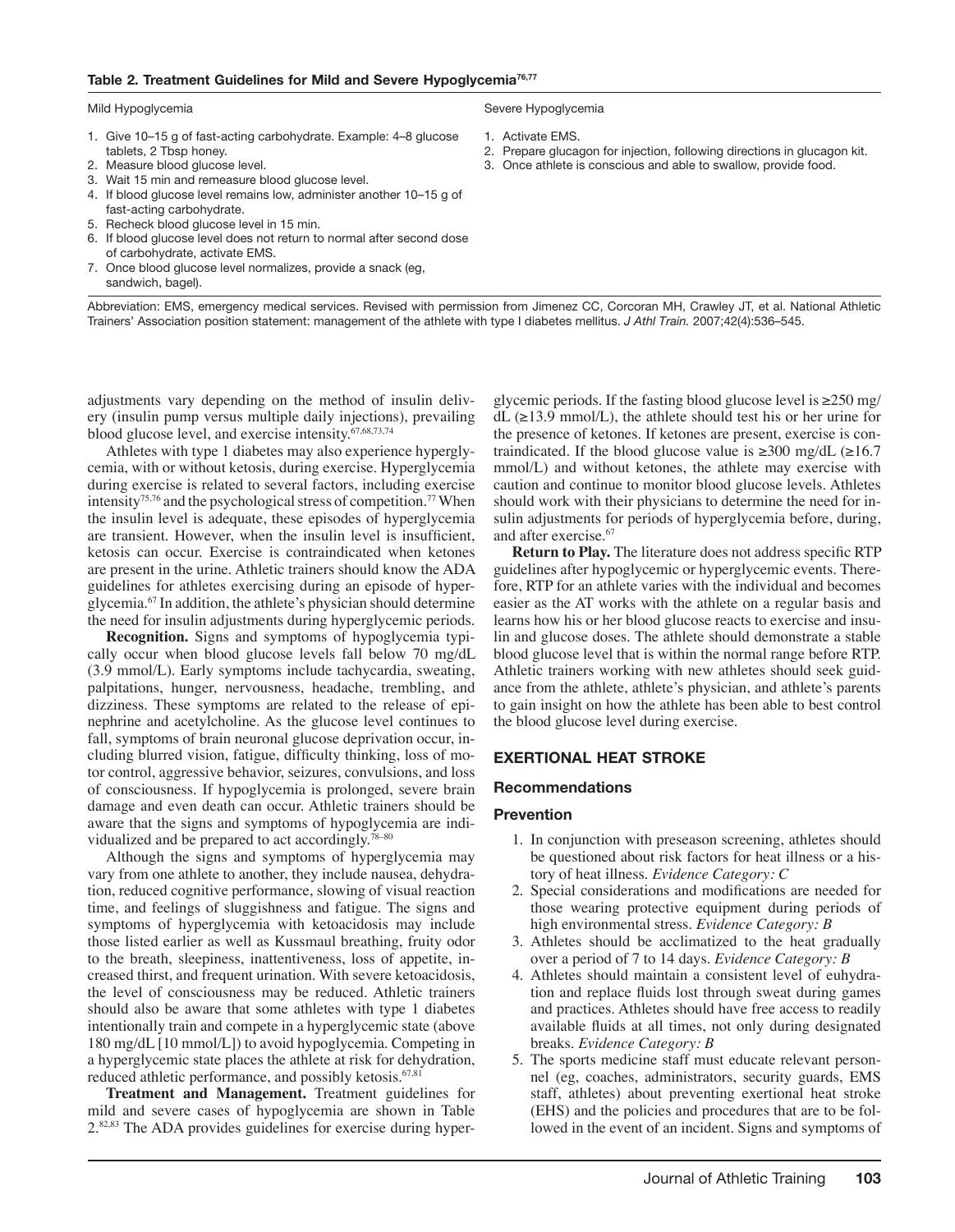**Table 2. Treatment Guidelines for Mild and Severe Hypoglycemia[76,77]**

| Mild Hypoglycemia | Severe Hypoglycemia |
|---|---|
| 1. Give 10–15 g of fast-acting carbohydrate. Example: 4–8 glucose tablets, 2 Tbsp honey. | 1. Activate EMS. |
| 2. Measure blood glucose level. | 2. Prepare glucagon for injection, following directions in glucagon kit. |
| 3. Wait 15 min and remeasure blood glucose level. | 3. Once athlete is conscious and able to swallow, provide food. |
| 4. If blood glucose level remains low, administer another 10–15 g of fast-acting carbohydrate. | |
| 5. Recheck blood glucose level in 15 min. | |
| 6. If blood glucose level does not return to normal after second dose of carbohydrate, activate EMS. | |
| 7. Once blood glucose level normalizes, provide a snack (eg, sandwich, bagel). | |

Abbreviation: EMS, emergency medical services. Revised with permission from Jimenez CC, Corcoran MH, Crawley JT, et al. National Athletic Trainers' Association position statement: management of the athlete with type I diabetes mellitus. *J Athl Train.* 2007;42(4):536–545.

adjustments vary depending on the method of insulin delivery (insulin pump versus multiple daily injections), prevailing blood glucose level, and exercise intensity.[67,68,73,74]

Athletes with type 1 diabetes may also experience hyperglycemia, with or without ketosis, during exercise. Hyperglycemia during exercise is related to several factors, including exercise intensity[75,76] and the psychological stress of competition.[77] When the insulin level is adequate, these episodes of hyperglycemia are transient. However, when the insulin level is insufficient, ketosis can occur. Exercise is contraindicated when ketones are present in the urine. Athletic trainers should know the ADA guidelines for athletes exercising during an episode of hyperglycemia.[67] In addition, the athlete's physician should determine the need for insulin adjustments during hyperglycemic periods.

**Recognition.** Signs and symptoms of hypoglycemia typically occur when blood glucose levels fall below 70 mg/dL (3.9 mmol/L). Early symptoms include tachycardia, sweating, palpitations, hunger, nervousness, headache, trembling, and dizziness. These symptoms are related to the release of epinephrine and acetylcholine. As the glucose level continues to fall, symptoms of brain neuronal glucose deprivation occur, including blurred vision, fatigue, difficulty thinking, loss of motor control, aggressive behavior, seizures, convulsions, and loss of consciousness. If hypoglycemia is prolonged, severe brain damage and even death can occur. Athletic trainers should be aware that the signs and symptoms of hypoglycemia are individualized and be prepared to act accordingly.[78–80]

Although the signs and symptoms of hyperglycemia may vary from one athlete to another, they include nausea, dehydration, reduced cognitive performance, slowing of visual reaction time, and feelings of sluggishness and fatigue. The signs and symptoms of hyperglycemia with ketoacidosis may include those listed earlier as well as Kussmaul breathing, fruity odor to the breath, sleepiness, inattentiveness, loss of appetite, increased thirst, and frequent urination. With severe ketoacidosis, the level of consciousness may be reduced. Athletic trainers should also be aware that some athletes with type 1 diabetes intentionally train and compete in a hyperglycemic state (above 180 mg/dL [10 mmol/L]) to avoid hypoglycemia. Competing in a hyperglycemic state places the athlete at risk for dehydration, reduced athletic performance, and possibly ketosis.[67,81]

**Treatment and Management.** Treatment guidelines for mild and severe cases of hypoglycemia are shown in Table 2.[82,83] The ADA provides guidelines for exercise during hyperglycemic periods. If the fasting blood glucose level is ≥250 mg/dL (≥13.9 mmol/L), the athlete should test his or her urine for the presence of ketones. If ketones are present, exercise is contraindicated. If the blood glucose value is ≥300 mg/dL (≥16.7 mmol/L) and without ketones, the athlete may exercise with caution and continue to monitor blood glucose levels. Athletes should work with their physicians to determine the need for insulin adjustments for periods of hyperglycemia before, during, and after exercise.[67]

**Return to Play.** The literature does not address specific RTP guidelines after hypoglycemic or hyperglycemic events. Therefore, RTP for an athlete varies with the individual and becomes easier as the AT works with the athlete on a regular basis and learns how his or her blood glucose reacts to exercise and insulin and glucose doses. The athlete should demonstrate a stable blood glucose level that is within the normal range before RTP. Athletic trainers working with new athletes should seek guidance from the athlete, athlete's physician, and athlete's parents to gain insight on how the athlete has been able to best control the blood glucose level during exercise.

## EXERTIONAL HEAT STROKE

### Recommendations

#### Prevention

1. In conjunction with preseason screening, athletes should be questioned about risk factors for heat illness or a history of heat illness. *Evidence Category: C*
2. Special considerations and modifications are needed for those wearing protective equipment during periods of high environmental stress. *Evidence Category: B*
3. Athletes should be acclimatized to the heat gradually over a period of 7 to 14 days. *Evidence Category: B*
4. Athletes should maintain a consistent level of euhydration and replace fluids lost through sweat during games and practices. Athletes should have free access to readily available fluids at all times, not only during designated breaks. *Evidence Category: B*
5. The sports medicine staff must educate relevant personnel (eg, coaches, administrators, security guards, EMS staff, athletes) about preventing exertional heat stroke (EHS) and the policies and procedures that are to be followed in the event of an incident. Signs and symptoms of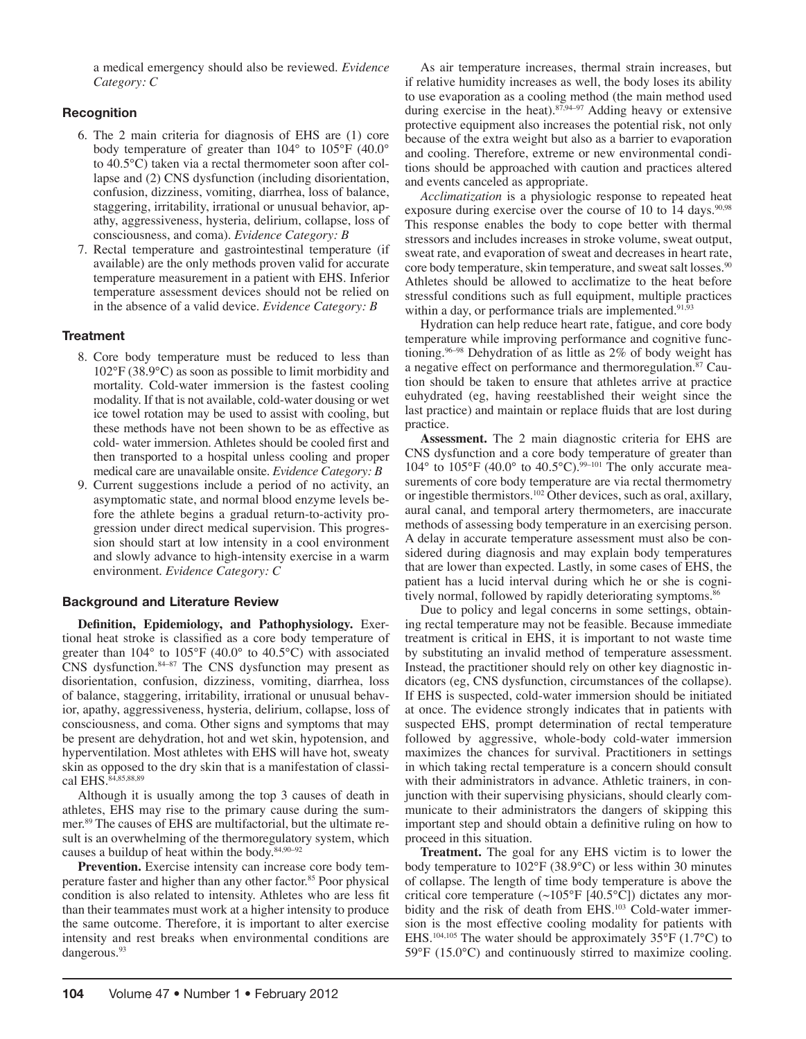a medical emergency should also be reviewed. *Evidence Category: C*

### Recognition

6. The 2 main criteria for diagnosis of EHS are (1) core body temperature of greater than 104° to 105°F (40.0° to 40.5°C) taken via a rectal thermometer soon after collapse and (2) CNS dysfunction (including disorientation, confusion, dizziness, vomiting, diarrhea, loss of balance, staggering, irritability, irrational or unusual behavior, apathy, aggressiveness, hysteria, delirium, collapse, loss of consciousness, and coma). *Evidence Category: B*
7. Rectal temperature and gastrointestinal temperature (if available) are the only methods proven valid for accurate temperature measurement in a patient with EHS. Inferior temperature assessment devices should not be relied on in the absence of a valid device. *Evidence Category: B*

### Treatment

8. Core body temperature must be reduced to less than 102°F (38.9°C) as soon as possible to limit morbidity and mortality. Cold-water immersion is the fastest cooling modality. If that is not available, cold-water dousing or wet ice towel rotation may be used to assist with cooling, but these methods have not been shown to be as effective as cold- water immersion. Athletes should be cooled first and then transported to a hospital unless cooling and proper medical care are unavailable onsite. *Evidence Category: B*
9. Current suggestions include a period of no activity, an asymptomatic state, and normal blood enzyme levels before the athlete begins a gradual return-to-activity progression under direct medical supervision. This progression should start at low intensity in a cool environment and slowly advance to high-intensity exercise in a warm environment. *Evidence Category: C*

### Background and Literature Review

**Definition, Epidemiology, and Pathophysiology.** Exertional heat stroke is classified as a core body temperature of greater than 104° to 105°F (40.0° to 40.5°C) with associated CNS dysfunction.[84–87] The CNS dysfunction may present as disorientation, confusion, dizziness, vomiting, diarrhea, loss of balance, staggering, irritability, irrational or unusual behavior, apathy, aggressiveness, hysteria, delirium, collapse, loss of consciousness, and coma. Other signs and symptoms that may be present are dehydration, hot and wet skin, hypotension, and hyperventilation. Most athletes with EHS will have hot, sweaty skin as opposed to the dry skin that is a manifestation of classical EHS.[84,85,88,89]

Although it is usually among the top 3 causes of death in athletes, EHS may rise to the primary cause during the summer.[89] The causes of EHS are multifactorial, but the ultimate result is an overwhelming of the thermoregulatory system, which causes a buildup of heat within the body.[84,90–92]

**Prevention.** Exercise intensity can increase core body temperature faster and higher than any other factor.[85] Poor physical condition is also related to intensity. Athletes who are less fit than their teammates must work at a higher intensity to produce the same outcome. Therefore, it is important to alter exercise intensity and rest breaks when environmental conditions are dangerous.[93]

As air temperature increases, thermal strain increases, but if relative humidity increases as well, the body loses its ability to use evaporation as a cooling method (the main method used during exercise in the heat).[87,94–97] Adding heavy or extensive protective equipment also increases the potential risk, not only because of the extra weight but also as a barrier to evaporation and cooling. Therefore, extreme or new environmental conditions should be approached with caution and practices altered and events canceled as appropriate.

*Acclimatization* is a physiologic response to repeated heat exposure during exercise over the course of 10 to 14 days.[90,98] This response enables the body to cope better with thermal stressors and includes increases in stroke volume, sweat output, sweat rate, and evaporation of sweat and decreases in heart rate, core body temperature, skin temperature, and sweat salt losses.[90] Athletes should be allowed to acclimatize to the heat before stressful conditions such as full equipment, multiple practices within a day, or performance trials are implemented.[91,93]

Hydration can help reduce heart rate, fatigue, and core body temperature while improving performance and cognitive functioning.[96–98] Dehydration of as little as 2% of body weight has a negative effect on performance and thermoregulation.[87] Caution should be taken to ensure that athletes arrive at practice euhydrated (eg, having reestablished their weight since the last practice) and maintain or replace fluids that are lost during practice.

**Assessment.** The 2 main diagnostic criteria for EHS are CNS dysfunction and a core body temperature of greater than 104° to 105°F (40.0° to 40.5°C).[99–101] The only accurate measurements of core body temperature are via rectal thermometry or ingestible thermistors.[102] Other devices, such as oral, axillary, aural canal, and temporal artery thermometers, are inaccurate methods of assessing body temperature in an exercising person. A delay in accurate temperature assessment must also be considered during diagnosis and may explain body temperatures that are lower than expected. Lastly, in some cases of EHS, the patient has a lucid interval during which he or she is cognitively normal, followed by rapidly deteriorating symptoms.[86]

Due to policy and legal concerns in some settings, obtaining rectal temperature may not be feasible. Because immediate treatment is critical in EHS, it is important to not waste time by substituting an invalid method of temperature assessment. Instead, the practitioner should rely on other key diagnostic indicators (eg, CNS dysfunction, circumstances of the collapse). If EHS is suspected, cold-water immersion should be initiated at once. The evidence strongly indicates that in patients with suspected EHS, prompt determination of rectal temperature followed by aggressive, whole-body cold-water immersion maximizes the chances for survival. Practitioners in settings in which taking rectal temperature is a concern should consult with their administrators in advance. Athletic trainers, in conjunction with their supervising physicians, should clearly communicate to their administrators the dangers of skipping this important step and should obtain a definitive ruling on how to proceed in this situation.

**Treatment.** The goal for any EHS victim is to lower the body temperature to 102°F (38.9°C) or less within 30 minutes of collapse. The length of time body temperature is above the critical core temperature (~105°F [40.5°C]) dictates any morbidity and the risk of death from EHS.[103] Cold-water immersion is the most effective cooling modality for patients with EHS.[104,105] The water should be approximately 35°F (1.7°C) to 59°F (15.0°C) and continuously stirred to maximize cooling.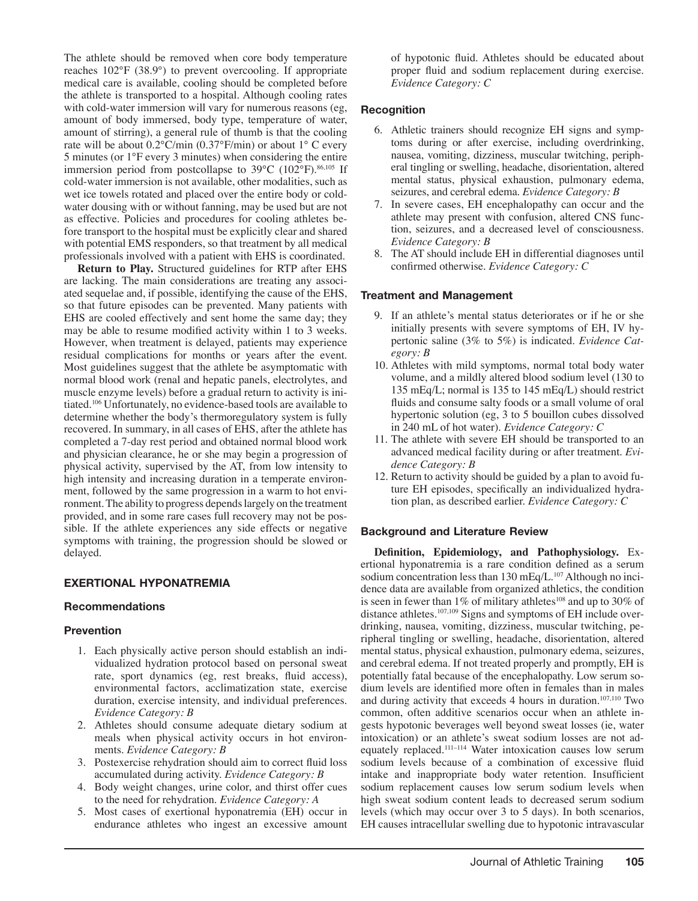The athlete should be removed when core body temperature reaches 102°F (38.9°) to prevent overcooling. If appropriate medical care is available, cooling should be completed before the athlete is transported to a hospital. Although cooling rates with cold-water immersion will vary for numerous reasons (eg, amount of body immersed, body type, temperature of water, amount of stirring), a general rule of thumb is that the cooling rate will be about 0.2°C/min (0.37°F/min) or about 1° C every 5 minutes (or 1°F every 3 minutes) when considering the entire immersion period from postcollapse to 39°C (102°F).[86,105] If cold-water immersion is not available, other modalities, such as wet ice towels rotated and placed over the entire body or cold-water dousing with or without fanning, may be used but are not as effective. Policies and procedures for cooling athletes before transport to the hospital must be explicitly clear and shared with potential EMS responders, so that treatment by all medical professionals involved with a patient with EHS is coordinated.

**Return to Play.** Structured guidelines for RTP after EHS are lacking. The main considerations are treating any associated sequelae and, if possible, identifying the cause of the EHS, so that future episodes can be prevented. Many patients with EHS are cooled effectively and sent home the same day; they may be able to resume modified activity within 1 to 3 weeks. However, when treatment is delayed, patients may experience residual complications for months or years after the event. Most guidelines suggest that the athlete be asymptomatic with normal blood work (renal and hepatic panels, electrolytes, and muscle enzyme levels) before a gradual return to activity is initiated.[106] Unfortunately, no evidence-based tools are available to determine whether the body's thermoregulatory system is fully recovered. In summary, in all cases of EHS, after the athlete has completed a 7-day rest period and obtained normal blood work and physician clearance, he or she may begin a progression of physical activity, supervised by the AT, from low intensity to high intensity and increasing duration in a temperate environment, followed by the same progression in a warm to hot environment. The ability to progress depends largely on the treatment provided, and in some rare cases full recovery may not be possible. If the athlete experiences any side effects or negative symptoms with training, the progression should be slowed or delayed.

## EXERTIONAL HYPONATREMIA

### Recommendations

### Prevention

1. Each physically active person should establish an individualized hydration protocol based on personal sweat rate, sport dynamics (eg, rest breaks, fluid access), environmental factors, acclimatization state, exercise duration, exercise intensity, and individual preferences. *Evidence Category: B*
2. Athletes should consume adequate dietary sodium at meals when physical activity occurs in hot environments. *Evidence Category: B*
3. Postexercise rehydration should aim to correct fluid loss accumulated during activity. *Evidence Category: B*
4. Body weight changes, urine color, and thirst offer cues to the need for rehydration. *Evidence Category: A*
5. Most cases of exertional hyponatremia (EH) occur in endurance athletes who ingest an excessive amount of hypotonic fluid. Athletes should be educated about proper fluid and sodium replacement during exercise. *Evidence Category: C*

### Recognition

6. Athletic trainers should recognize EH signs and symptoms during or after exercise, including overdrinking, nausea, vomiting, dizziness, muscular twitching, peripheral tingling or swelling, headache, disorientation, altered mental status, physical exhaustion, pulmonary edema, seizures, and cerebral edema. *Evidence Category: B*
7. In severe cases, EH encephalopathy can occur and the athlete may present with confusion, altered CNS function, seizures, and a decreased level of consciousness. *Evidence Category: B*
8. The AT should include EH in differential diagnoses until confirmed otherwise. *Evidence Category: C*

### Treatment and Management

9. If an athlete's mental status deteriorates or if he or she initially presents with severe symptoms of EH, IV hypertonic saline (3% to 5%) is indicated. *Evidence Category: B*
10. Athletes with mild symptoms, normal total body water volume, and a mildly altered blood sodium level (130 to 135 mEq/L; normal is 135 to 145 mEq/L) should restrict fluids and consume salty foods or a small volume of oral hypertonic solution (eg, 3 to 5 bouillon cubes dissolved in 240 mL of hot water). *Evidence Category: C*
11. The athlete with severe EH should be transported to an advanced medical facility during or after treatment. *Evidence Category: B*
12. Return to activity should be guided by a plan to avoid future EH episodes, specifically an individualized hydration plan, as described earlier. *Evidence Category: C*

### Background and Literature Review

**Definition, Epidemiology, and Pathophysiology.** Exertional hyponatremia is a rare condition defined as a serum sodium concentration less than 130 mEq/L.[107] Although no incidence data are available from organized athletics, the condition is seen in fewer than 1% of military athletes[108] and up to 30% of distance athletes.[107,109] Signs and symptoms of EH include overdrinking, nausea, vomiting, dizziness, muscular twitching, peripheral tingling or swelling, headache, disorientation, altered mental status, physical exhaustion, pulmonary edema, seizures, and cerebral edema. If not treated properly and promptly, EH is potentially fatal because of the encephalopathy. Low serum sodium levels are identified more often in females than in males and during activity that exceeds 4 hours in duration.[107,110] Two common, often additive scenarios occur when an athlete ingests hypotonic beverages well beyond sweat losses (ie, water intoxication) or an athlete's sweat sodium losses are not adequately replaced.[111–114] Water intoxication causes low serum sodium levels because of a combination of excessive fluid intake and inappropriate body water retention. Insufficient sodium replacement causes low serum sodium levels when high sweat sodium content leads to decreased serum sodium levels (which may occur over 3 to 5 days). In both scenarios, EH causes intracellular swelling due to hypotonic intravascular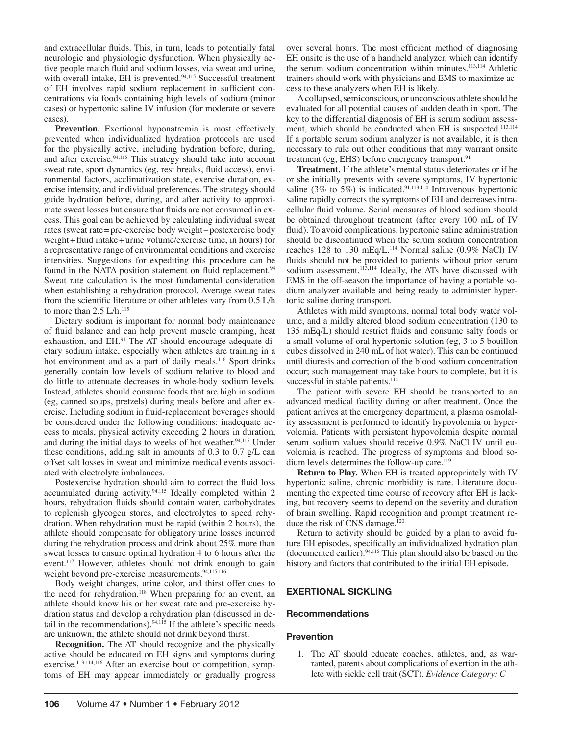and extracellular fluids. This, in turn, leads to potentially fatal neurologic and physiologic dysfunction. When physically active people match fluid and sodium losses, via sweat and urine, with overall intake, EH is prevented.[94,115] Successful treatment of EH involves rapid sodium replacement in sufficient concentrations via foods containing high levels of sodium (minor cases) or hypertonic saline IV infusion (for moderate or severe cases).

**Prevention.** Exertional hyponatremia is most effectively prevented when individualized hydration protocols are used for the physically active, including hydration before, during, and after exercise.[94,115] This strategy should take into account sweat rate, sport dynamics (eg, rest breaks, fluid access), environmental factors, acclimatization state, exercise duration, exercise intensity, and individual preferences. The strategy should guide hydration before, during, and after activity to approximate sweat losses but ensure that fluids are not consumed in excess. This goal can be achieved by calculating individual sweat rates (sweat rate = pre-exercise body weight − postexercise body weight + fluid intake + urine volume/exercise time, in hours) for a representative range of environmental conditions and exercise intensities. Suggestions for expediting this procedure can be found in the NATA position statement on fluid replacement.[94] Sweat rate calculation is the most fundamental consideration when establishing a rehydration protocol. Average sweat rates from the scientific literature or other athletes vary from 0.5 L/h to more than 2.5 L/h.[115]

Dietary sodium is important for normal body maintenance of fluid balance and can help prevent muscle cramping, heat exhaustion, and EH.[91] The AT should encourage adequate dietary sodium intake, especially when athletes are training in a hot environment and as a part of daily meals.[116] Sport drinks generally contain low levels of sodium relative to blood and do little to attenuate decreases in whole-body sodium levels. Instead, athletes should consume foods that are high in sodium (eg, canned soups, pretzels) during meals before and after exercise. Including sodium in fluid-replacement beverages should be considered under the following conditions: inadequate access to meals, physical activity exceeding 2 hours in duration, and during the initial days to weeks of hot weather.[94,115] Under these conditions, adding salt in amounts of 0.3 to 0.7 g/L can offset salt losses in sweat and minimize medical events associated with electrolyte imbalances.

Postexercise hydration should aim to correct the fluid loss accumulated during activity.[94,115] Ideally completed within 2 hours, rehydration fluids should contain water, carbohydrates to replenish glycogen stores, and electrolytes to speed rehydration. When rehydration must be rapid (within 2 hours), the athlete should compensate for obligatory urine losses incurred during the rehydration process and drink about 25% more than sweat losses to ensure optimal hydration 4 to 6 hours after the event.[117] However, athletes should not drink enough to gain weight beyond pre-exercise measurements.[94,115,116]

Body weight changes, urine color, and thirst offer cues to the need for rehydration.[118] When preparing for an event, an athlete should know his or her sweat rate and pre-exercise hydration status and develop a rehydration plan (discussed in detail in the recommendations).[94,115] If the athlete's specific needs are unknown, the athlete should not drink beyond thirst.

**Recognition.** The AT should recognize and the physically active should be educated on EH signs and symptoms during exercise.[113,114,116] After an exercise bout or competition, symptoms of EH may appear immediately or gradually progress over several hours. The most efficient method of diagnosing EH onsite is the use of a handheld analyzer, which can identify the serum sodium concentration within minutes.[113,114] Athletic trainers should work with physicians and EMS to maximize access to these analyzers when EH is likely.

A collapsed, semiconscious, or unconscious athlete should be evaluated for all potential causes of sudden death in sport. The key to the differential diagnosis of EH is serum sodium assessment, which should be conducted when EH is suspected.[113,114] If a portable serum sodium analyzer is not available, it is then necessary to rule out other conditions that may warrant onsite treatment (eg, EHS) before emergency transport.[91]

**Treatment.** If the athlete's mental status deteriorates or if he or she initially presents with severe symptoms, IV hypertonic saline (3% to 5%) is indicated.[91,113,114] Intravenous hypertonic saline rapidly corrects the symptoms of EH and decreases intracellular fluid volume. Serial measures of blood sodium should be obtained throughout treatment (after every 100 mL of IV fluid). To avoid complications, hypertonic saline administration should be discontinued when the serum sodium concentration reaches 128 to 130 mEq/L.[114] Normal saline (0.9% NaCl) IV fluids should not be provided to patients without prior serum sodium assessment.[113,114] Ideally, the ATs have discussed with EMS in the off-season the importance of having a portable sodium analyzer available and being ready to administer hypertonic saline during transport.

Athletes with mild symptoms, normal total body water volume, and a mildly altered blood sodium concentration (130 to 135 mEq/L) should restrict fluids and consume salty foods or a small volume of oral hypertonic solution (eg, 3 to 5 bouillon cubes dissolved in 240 mL of hot water). This can be continued until diuresis and correction of the blood sodium concentration occur; such management may take hours to complete, but it is successful in stable patients.[114]

The patient with severe EH should be transported to an advanced medical facility during or after treatment. Once the patient arrives at the emergency department, a plasma osmolality assessment is performed to identify hypovolemia or hypervolemia. Patients with persistent hypovolemia despite normal serum sodium values should receive 0.9% NaCl IV until euvolemia is reached. The progress of symptoms and blood sodium levels determines the follow-up care.[119]

**Return to Play.** When EH is treated appropriately with IV hypertonic saline, chronic morbidity is rare. Literature documenting the expected time course of recovery after EH is lacking, but recovery seems to depend on the severity and duration of brain swelling. Rapid recognition and prompt treatment reduce the risk of CNS damage.[120]

Return to activity should be guided by a plan to avoid future EH episodes, specifically an individualized hydration plan (documented earlier).[94,115] This plan should also be based on the history and factors that contributed to the initial EH episode.

## EXERTIONAL SICKLING

### Recommendations

#### Prevention

1. The AT should educate coaches, athletes, and, as warranted, parents about complications of exertion in the athlete with sickle cell trait (SCT). *Evidence Category: C*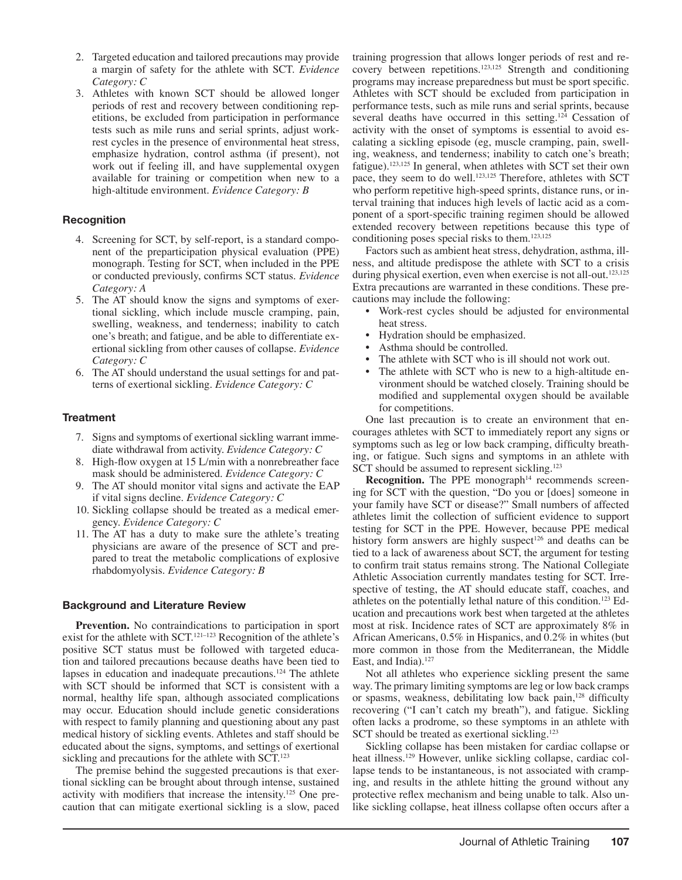2. Targeted education and tailored precautions may provide a margin of safety for the athlete with SCT. *Evidence Category: C*
3. Athletes with known SCT should be allowed longer periods of rest and recovery between conditioning repetitions, be excluded from participation in performance tests such as mile runs and serial sprints, adjust work-rest cycles in the presence of environmental heat stress, emphasize hydration, control asthma (if present), not work out if feeling ill, and have supplemental oxygen available for training or competition when new to a high-altitude environment. *Evidence Category: B*

### Recognition

4. Screening for SCT, by self-report, is a standard component of the preparticipation physical evaluation (PPE) monograph. Testing for SCT, when included in the PPE or conducted previously, confirms SCT status. *Evidence Category: A*
5. The AT should know the signs and symptoms of exertional sickling, which include muscle cramping, pain, swelling, weakness, and tenderness; inability to catch one's breath; and fatigue, and be able to differentiate exertional sickling from other causes of collapse. *Evidence Category: C*
6. The AT should understand the usual settings for and patterns of exertional sickling. *Evidence Category: C*

### Treatment

7. Signs and symptoms of exertional sickling warrant immediate withdrawal from activity. *Evidence Category: C*
8. High-flow oxygen at 15 L/min with a nonrebreather face mask should be administered. *Evidence Category: C*
9. The AT should monitor vital signs and activate the EAP if vital signs decline. *Evidence Category: C*
10. Sickling collapse should be treated as a medical emergency. *Evidence Category: C*
11. The AT has a duty to make sure the athlete's treating physicians are aware of the presence of SCT and prepared to treat the metabolic complications of explosive rhabdomyolysis. *Evidence Category: B*

### Background and Literature Review

**Prevention.** No contraindications to participation in sport exist for the athlete with SCT.[121–123] Recognition of the athlete's positive SCT status must be followed with targeted education and tailored precautions because deaths have been tied to lapses in education and inadequate precautions.[124] The athlete with SCT should be informed that SCT is consistent with a normal, healthy life span, although associated complications may occur. Education should include genetic considerations with respect to family planning and questioning about any past medical history of sickling events. Athletes and staff should be educated about the signs, symptoms, and settings of exertional sickling and precautions for the athlete with SCT.[123]

The premise behind the suggested precautions is that exertional sickling can be brought about through intense, sustained activity with modifiers that increase the intensity.[125] One precaution that can mitigate exertional sickling is a slow, paced training progression that allows longer periods of rest and recovery between repetitions.[123,125] Strength and conditioning programs may increase preparedness but must be sport specific. Athletes with SCT should be excluded from participation in performance tests, such as mile runs and serial sprints, because several deaths have occurred in this setting.[124] Cessation of activity with the onset of symptoms is essential to avoid escalating a sickling episode (eg, muscle cramping, pain, swelling, weakness, and tenderness; inability to catch one's breath; fatigue).[123,125] In general, when athletes with SCT set their own pace, they seem to do well.[123,125] Therefore, athletes with SCT who perform repetitive high-speed sprints, distance runs, or interval training that induces high levels of lactic acid as a component of a sport-specific training regimen should be allowed extended recovery between repetitions because this type of conditioning poses special risks to them.[123,125]

Factors such as ambient heat stress, dehydration, asthma, illness, and altitude predispose the athlete with SCT to a crisis during physical exertion, even when exercise is not all-out.[123,125] Extra precautions are warranted in these conditions. These precautions may include the following:

- Work-rest cycles should be adjusted for environmental heat stress.
- Hydration should be emphasized.
- Asthma should be controlled.
- The athlete with SCT who is ill should not work out.
- The athlete with SCT who is new to a high-altitude environment should be watched closely. Training should be modified and supplemental oxygen should be available for competitions.

One last precaution is to create an environment that encourages athletes with SCT to immediately report any signs or symptoms such as leg or low back cramping, difficulty breathing, or fatigue. Such signs and symptoms in an athlete with SCT should be assumed to represent sickling.[123]

**Recognition.** The PPE monograph[14] recommends screening for SCT with the question, "Do you or [does] someone in your family have SCT or disease?" Small numbers of affected athletes limit the collection of sufficient evidence to support testing for SCT in the PPE. However, because PPE medical history form answers are highly suspect[126] and deaths can be tied to a lack of awareness about SCT, the argument for testing to confirm trait status remains strong. The National Collegiate Athletic Association currently mandates testing for SCT. Irrespective of testing, the AT should educate staff, coaches, and athletes on the potentially lethal nature of this condition.[123] Education and precautions work best when targeted at the athletes most at risk. Incidence rates of SCT are approximately 8% in African Americans, 0.5% in Hispanics, and 0.2% in whites (but more common in those from the Mediterranean, the Middle East, and India).[127]

Not all athletes who experience sickling present the same way. The primary limiting symptoms are leg or low back cramps or spasms, weakness, debilitating low back pain,[128] difficulty recovering ("I can't catch my breath"), and fatigue. Sickling often lacks a prodrome, so these symptoms in an athlete with SCT should be treated as exertional sickling.[123]

Sickling collapse has been mistaken for cardiac collapse or heat illness.[129] However, unlike sickling collapse, cardiac collapse tends to be instantaneous, is not associated with cramping, and results in the athlete hitting the ground without any protective reflex mechanism and being unable to talk. Also unlike sickling collapse, heat illness collapse often occurs after a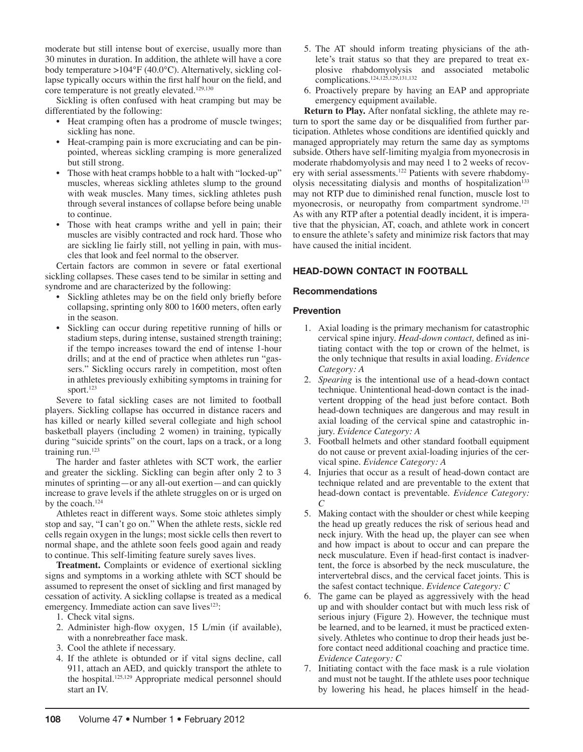moderate but still intense bout of exercise, usually more than 30 minutes in duration. In addition, the athlete will have a core body temperature >104°F (40.0°C). Alternatively, sickling collapse typically occurs within the first half hour on the field, and core temperature is not greatly elevated.[129,130]

Sickling is often confused with heat cramping but may be differentiated by the following:

- Heat cramping often has a prodrome of muscle twinges; sickling has none.
- Heat-cramping pain is more excruciating and can be pinpointed, whereas sickling cramping is more generalized but still strong.
- Those with heat cramps hobble to a halt with "locked-up" muscles, whereas sickling athletes slump to the ground with weak muscles. Many times, sickling athletes push through several instances of collapse before being unable to continue.
- Those with heat cramps writhe and yell in pain; their muscles are visibly contracted and rock hard. Those who are sickling lie fairly still, not yelling in pain, with muscles that look and feel normal to the observer.

Certain factors are common in severe or fatal exertional sickling collapses. These cases tend to be similar in setting and syndrome and are characterized by the following:

- Sickling athletes may be on the field only briefly before collapsing, sprinting only 800 to 1600 meters, often early in the season.
- Sickling can occur during repetitive running of hills or stadium steps, during intense, sustained strength training; if the tempo increases toward the end of intense 1-hour drills; and at the end of practice when athletes run "gassers." Sickling occurs rarely in competition, most often in athletes previously exhibiting symptoms in training for sport.[123]

Severe to fatal sickling cases are not limited to football players. Sickling collapse has occurred in distance racers and has killed or nearly killed several collegiate and high school basketball players (including 2 women) in training, typically during "suicide sprints" on the court, laps on a track, or a long training run.[123]

The harder and faster athletes with SCT work, the earlier and greater the sickling. Sickling can begin after only 2 to 3 minutes of sprinting—or any all-out exertion—and can quickly increase to grave levels if the athlete struggles on or is urged on by the coach.[124]

Athletes react in different ways. Some stoic athletes simply stop and say, "I can't go on." When the athlete rests, sickle red cells regain oxygen in the lungs; most sickle cells then revert to normal shape, and the athlete soon feels good again and ready to continue. This self-limiting feature surely saves lives.

**Treatment.** Complaints or evidence of exertional sickling signs and symptoms in a working athlete with SCT should be assumed to represent the onset of sickling and first managed by cessation of activity. A sickling collapse is treated as a medical emergency. Immediate action can save lives[123]:

1. Check vital signs.
2. Administer high-flow oxygen, 15 L/min (if available), with a nonrebreather face mask.
3. Cool the athlete if necessary.
4. If the athlete is obtunded or if vital signs decline, call 911, attach an AED, and quickly transport the athlete to the hospital.[125,129] Appropriate medical personnel should start an IV.
5. The AT should inform treating physicians of the athlete's trait status so that they are prepared to treat explosive rhabdomyolysis and associated metabolic complications.[124,125,129,131,132]
6. Proactively prepare by having an EAP and appropriate emergency equipment available.

**Return to Play.** After nonfatal sickling, the athlete may return to sport the same day or be disqualified from further participation. Athletes whose conditions are identified quickly and managed appropriately may return the same day as symptoms subside. Others have self-limiting myalgia from myonecrosis in moderate rhabdomyolysis and may need 1 to 2 weeks of recovery with serial assessments.[122] Patients with severe rhabdomyolysis necessitating dialysis and months of hospitalization[133] may not RTP due to diminished renal function, muscle lost to myonecrosis, or neuropathy from compartment syndrome.[121] As with any RTP after a potentially deadly incident, it is imperative that the physician, AT, coach, and athlete work in concert to ensure the athlete's safety and minimize risk factors that may have caused the initial incident.

## HEAD-DOWN CONTACT IN FOOTBALL

### Recommendations

### Prevention

1. Axial loading is the primary mechanism for catastrophic cervical spine injury. *Head-down contact,* defined as initiating contact with the top or crown of the helmet, is the only technique that results in axial loading. *Evidence Category: A*
2. *Spearing* is the intentional use of a head-down contact technique. Unintentional head-down contact is the inadvertent dropping of the head just before contact. Both head-down techniques are dangerous and may result in axial loading of the cervical spine and catastrophic injury. *Evidence Category: A*
3. Football helmets and other standard football equipment do not cause or prevent axial-loading injuries of the cervical spine. *Evidence Category: A*
4. Injuries that occur as a result of head-down contact are technique related and are preventable to the extent that head-down contact is preventable. *Evidence Category: C*
5. Making contact with the shoulder or chest while keeping the head up greatly reduces the risk of serious head and neck injury. With the head up, the player can see when and how impact is about to occur and can prepare the neck musculature. Even if head-first contact is inadvertent, the force is absorbed by the neck musculature, the intervertebral discs, and the cervical facet joints. This is the safest contact technique. *Evidence Category: C*
6. The game can be played as aggressively with the head up and with shoulder contact but with much less risk of serious injury (Figure 2). However, the technique must be learned, and to be learned, it must be practiced extensively. Athletes who continue to drop their heads just before contact need additional coaching and practice time. *Evidence Category: C*
7. Initiating contact with the face mask is a rule violation and must not be taught. If the athlete uses poor technique by lowering his head, he places himself in the head-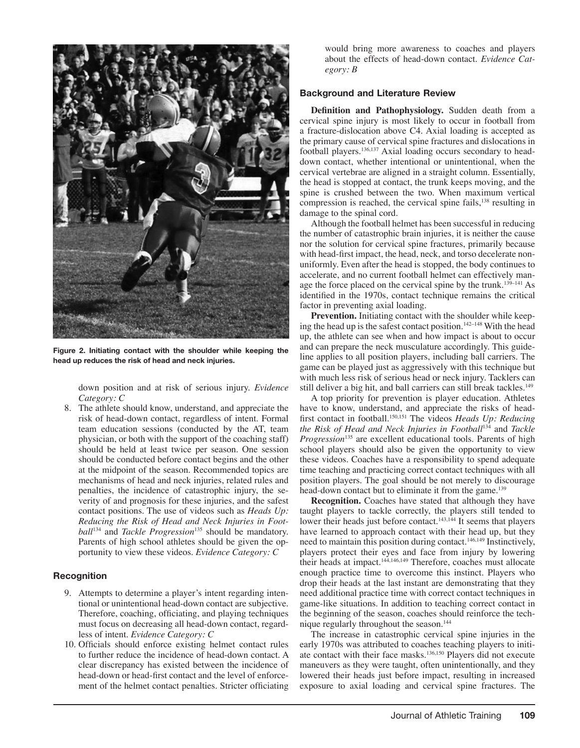Figure 2. Initiating contact with the shoulder while keeping the head up reduces the risk of head and neck injuries.

down position and at risk of serious injury. *Evidence Category: C*

8. The athlete should know, understand, and appreciate the risk of head-down contact, regardless of intent. Formal team education sessions (conducted by the AT, team physician, or both with the support of the coaching staff) should be held at least twice per season. One session should be conducted before contact begins and the other at the midpoint of the season. Recommended topics are mechanisms of head and neck injuries, related rules and penalties, the incidence of catastrophic injury, the severity of and prognosis for these injuries, and the safest contact positions. The use of videos such as *Heads Up: Reducing the Risk of Head and Neck Injuries in Football*[134] and *Tackle Progression*[135] should be mandatory. Parents of high school athletes should be given the opportunity to view these videos. *Evidence Category: C*

### Recognition

9. Attempts to determine a player's intent regarding intentional or unintentional head-down contact are subjective. Therefore, coaching, officiating, and playing techniques must focus on decreasing all head-down contact, regardless of intent. *Evidence Category: C*
10. Officials should enforce existing helmet contact rules to further reduce the incidence of head-down contact. A clear discrepancy has existed between the incidence of head-down or head-first contact and the level of enforcement of the helmet contact penalties. Stricter officiating would bring more awareness to coaches and players about the effects of head-down contact. *Evidence Category: B*

### Background and Literature Review

**Definition and Pathophysiology.** Sudden death from a cervical spine injury is most likely to occur in football from a fracture-dislocation above C4. Axial loading is accepted as the primary cause of cervical spine fractures and dislocations in football players.[136,137] Axial loading occurs secondary to head-down contact, whether intentional or unintentional, when the cervical vertebrae are aligned in a straight column. Essentially, the head is stopped at contact, the trunk keeps moving, and the spine is crushed between the two. When maximum vertical compression is reached, the cervical spine fails,[138] resulting in damage to the spinal cord.

Although the football helmet has been successful in reducing the number of catastrophic brain injuries, it is neither the cause nor the solution for cervical spine fractures, primarily because with head-first impact, the head, neck, and torso decelerate nonuniformly. Even after the head is stopped, the body continues to accelerate, and no current football helmet can effectively manage the force placed on the cervical spine by the trunk.[139–141] As identified in the 1970s, contact technique remains the critical factor in preventing axial loading.

**Prevention.** Initiating contact with the shoulder while keeping the head up is the safest contact position.[142–148] With the head up, the athlete can see when and how impact is about to occur and can prepare the neck musculature accordingly. This guideline applies to all position players, including ball carriers. The game can be played just as aggressively with this technique but with much less risk of serious head or neck injury. Tacklers can still deliver a big hit, and ball carriers can still break tackles.[149]

A top priority for prevention is player education. Athletes have to know, understand, and appreciate the risks of head-first contact in football.[150,151] The videos *Heads Up: Reducing the Risk of Head and Neck Injuries in Football*[134] and *Tackle Progression*[135] are excellent educational tools. Parents of high school players should also be given the opportunity to view these videos. Coaches have a responsibility to spend adequate time teaching and practicing correct contact techniques with all position players. The goal should be not merely to discourage head-down contact but to eliminate it from the game.[139]

**Recognition.** Coaches have stated that although they have taught players to tackle correctly, the players still tended to lower their heads just before contact.[143,144] It seems that players have learned to approach contact with their head up, but they need to maintain this position during contact.[146,149] Instinctively, players protect their eyes and face from injury by lowering their heads at impact.[144,146,149] Therefore, coaches must allocate enough practice time to overcome this instinct. Players who drop their heads at the last instant are demonstrating that they need additional practice time with correct contact techniques in game-like situations. In addition to teaching correct contact in the beginning of the season, coaches should reinforce the technique regularly throughout the season.[144]

The increase in catastrophic cervical spine injuries in the early 1970s was attributed to coaches teaching players to initiate contact with their face masks.[136,150] Players did not execute maneuvers as they were taught, often unintentionally, and they lowered their heads just before impact, resulting in increased exposure to axial loading and cervical spine fractures. The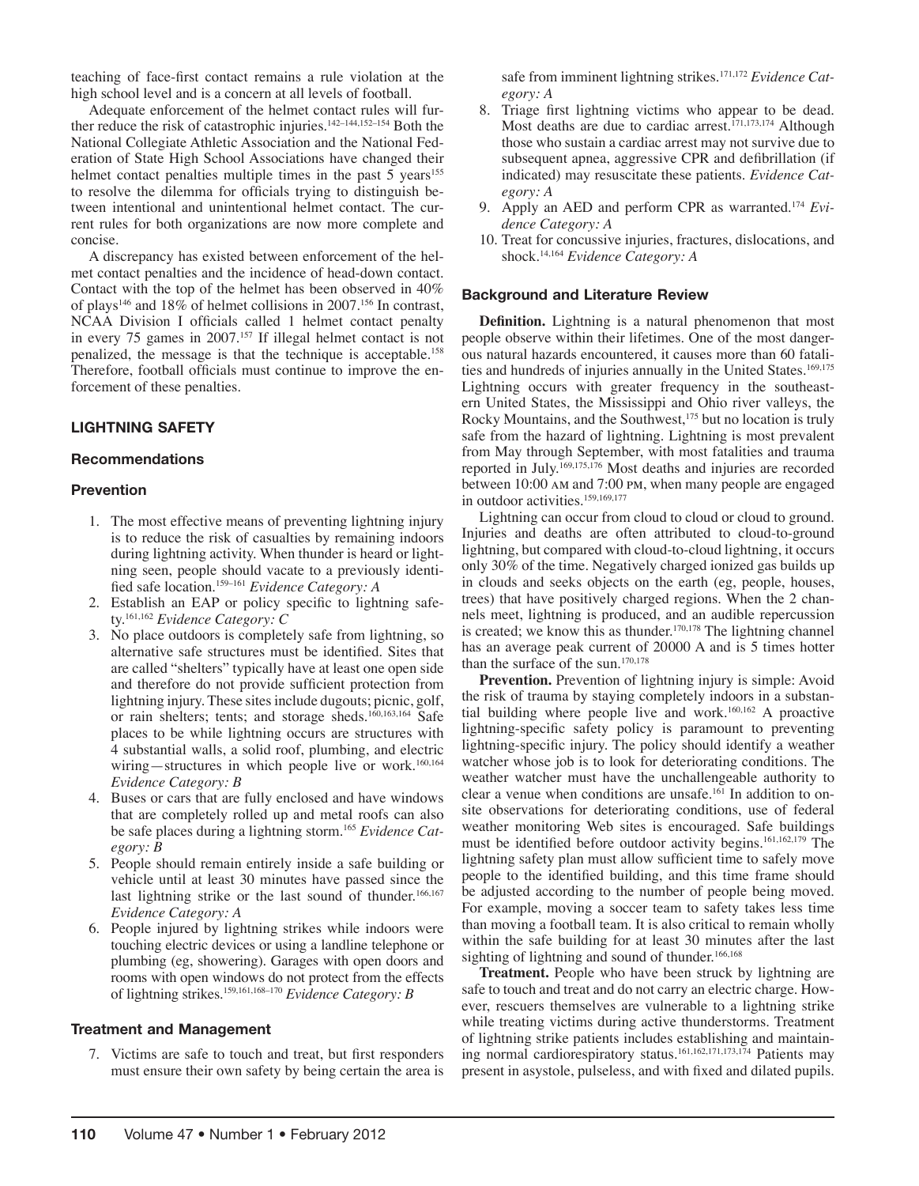teaching of face-first contact remains a rule violation at the high school level and is a concern at all levels of football.

Adequate enforcement of the helmet contact rules will further reduce the risk of catastrophic injuries.[142–144,152–154] Both the National Collegiate Athletic Association and the National Federation of State High School Associations have changed their helmet contact penalties multiple times in the past 5 years[155] to resolve the dilemma for officials trying to distinguish between intentional and unintentional helmet contact. The current rules for both organizations are now more complete and concise.

A discrepancy has existed between enforcement of the helmet contact penalties and the incidence of head-down contact. Contact with the top of the helmet has been observed in 40% of plays[146] and 18% of helmet collisions in 2007.[156] In contrast, NCAA Division I officials called 1 helmet contact penalty in every 75 games in 2007.[157] If illegal helmet contact is not penalized, the message is that the technique is acceptable.[158] Therefore, football officials must continue to improve the enforcement of these penalties.

## LIGHTNING SAFETY

### Recommendations

### Prevention

1. The most effective means of preventing lightning injury is to reduce the risk of casualties by remaining indoors during lightning activity. When thunder is heard or lightning seen, people should vacate to a previously identified safe location.[159–161] *Evidence Category: A*
2. Establish an EAP or policy specific to lightning safety.[161,162] *Evidence Category: C*
3. No place outdoors is completely safe from lightning, so alternative safe structures must be identified. Sites that are called "shelters" typically have at least one open side and therefore do not provide sufficient protection from lightning injury. These sites include dugouts; picnic, golf, or rain shelters; tents; and storage sheds.[160,163,164] Safe places to be while lightning occurs are structures with 4 substantial walls, a solid roof, plumbing, and electric wiring—structures in which people live or work.[160,164] *Evidence Category: B*
4. Buses or cars that are fully enclosed and have windows that are completely rolled up and metal roofs can also be safe places during a lightning storm.[165] *Evidence Category: B*
5. People should remain entirely inside a safe building or vehicle until at least 30 minutes have passed since the last lightning strike or the last sound of thunder.[166,167] *Evidence Category: A*
6. People injured by lightning strikes while indoors were touching electric devices or using a landline telephone or plumbing (eg, showering). Garages with open doors and rooms with open windows do not protect from the effects of lightning strikes.[159,161,168–170] *Evidence Category: B*

### Treatment and Management

7. Victims are safe to touch and treat, but first responders must ensure their own safety by being certain the area is safe from imminent lightning strikes.[171,172] *Evidence Category: A*
8. Triage first lightning victims who appear to be dead. Most deaths are due to cardiac arrest.[171,173,174] Although those who sustain a cardiac arrest may not survive due to subsequent apnea, aggressive CPR and defibrillation (if indicated) may resuscitate these patients. *Evidence Category: A*
9. Apply an AED and perform CPR as warranted.[174] *Evidence Category: A*
10. Treat for concussive injuries, fractures, dislocations, and shock.[14,164] *Evidence Category: A*

### Background and Literature Review

**Definition.** Lightning is a natural phenomenon that most people observe within their lifetimes. One of the most dangerous natural hazards encountered, it causes more than 60 fatalities and hundreds of injuries annually in the United States.[169,175] Lightning occurs with greater frequency in the southeastern United States, the Mississippi and Ohio river valleys, the Rocky Mountains, and the Southwest,[175] but no location is truly safe from the hazard of lightning. Lightning is most prevalent from May through September, with most fatalities and trauma reported in July.[169,175,176] Most deaths and injuries are recorded between 10:00 AM and 7:00 PM, when many people are engaged in outdoor activities.[159,169,177]

Lightning can occur from cloud to cloud or cloud to ground. Injuries and deaths are often attributed to cloud-to-ground lightning, but compared with cloud-to-cloud lightning, it occurs only 30% of the time. Negatively charged ionized gas builds up in clouds and seeks objects on the earth (eg, people, houses, trees) that have positively charged regions. When the 2 channels meet, lightning is produced, and an audible repercussion is created; we know this as thunder.[170,178] The lightning channel has an average peak current of 20000 A and is 5 times hotter than the surface of the sun.[170,178]

**Prevention.** Prevention of lightning injury is simple: Avoid the risk of trauma by staying completely indoors in a substantial building where people live and work.[160,162] A proactive lightning-specific safety policy is paramount to preventing lightning-specific injury. The policy should identify a weather watcher whose job is to look for deteriorating conditions. The weather watcher must have the unchallengeable authority to clear a venue when conditions are unsafe.[161] In addition to on-site observations for deteriorating conditions, use of federal weather monitoring Web sites is encouraged. Safe buildings must be identified before outdoor activity begins.[161,162,179] The lightning safety plan must allow sufficient time to safely move people to the identified building, and this time frame should be adjusted according to the number of people being moved. For example, moving a soccer team to safety takes less time than moving a football team. It is also critical to remain wholly within the safe building for at least 30 minutes after the last sighting of lightning and sound of thunder.[166,168]

**Treatment.** People who have been struck by lightning are safe to touch and treat and do not carry an electric charge. However, rescuers themselves are vulnerable to a lightning strike while treating victims during active thunderstorms. Treatment of lightning strike patients includes establishing and maintaining normal cardiorespiratory status.[161,162,171,173,174] Patients may present in asystole, pulseless, and with fixed and dilated pupils.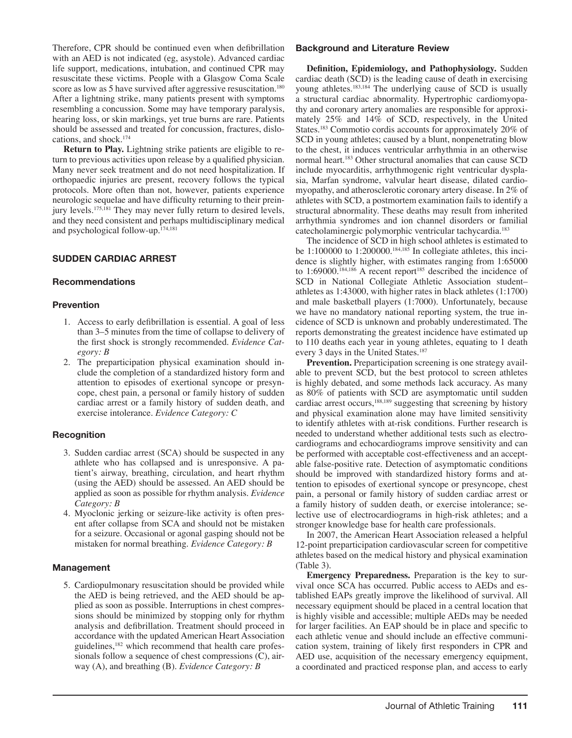Therefore, CPR should be continued even when defibrillation with an AED is not indicated (eg, asystole). Advanced cardiac life support, medications, intubation, and continued CPR may resuscitate these victims. People with a Glasgow Coma Scale score as low as 5 have survived after aggressive resuscitation.[180] After a lightning strike, many patients present with symptoms resembling a concussion. Some may have temporary paralysis, hearing loss, or skin markings, yet true burns are rare. Patients should be assessed and treated for concussion, fractures, dislocations, and shock.[174]

**Return to Play.** Lightning strike patients are eligible to return to previous activities upon release by a qualified physician. Many never seek treatment and do not need hospitalization. If orthopaedic injuries are present, recovery follows the typical protocols. More often than not, however, patients experience neurologic sequelae and have difficulty returning to their preinjury levels.[175,181] They may never fully return to desired levels, and they need consistent and perhaps multidisciplinary medical and psychological follow-up.[174,181]

## SUDDEN CARDIAC ARREST

### Recommendations

#### Prevention

1. Access to early defibrillation is essential. A goal of less than 3–5 minutes from the time of collapse to delivery of the first shock is strongly recommended. *Evidence Category: B*
2. The preparticipation physical examination should include the completion of a standardized history form and attention to episodes of exertional syncope or presyncope, chest pain, a personal or family history of sudden cardiac arrest or a family history of sudden death, and exercise intolerance. *Evidence Category: C*

#### Recognition

3. Sudden cardiac arrest (SCA) should be suspected in any athlete who has collapsed and is unresponsive. A patient's airway, breathing, circulation, and heart rhythm (using the AED) should be assessed. An AED should be applied as soon as possible for rhythm analysis. *Evidence Category: B*
4. Myoclonic jerking or seizure-like activity is often present after collapse from SCA and should not be mistaken for a seizure. Occasional or agonal gasping should not be mistaken for normal breathing. *Evidence Category: B*

#### Management

5. Cardiopulmonary resuscitation should be provided while the AED is being retrieved, and the AED should be applied as soon as possible. Interruptions in chest compressions should be minimized by stopping only for rhythm analysis and defibrillation. Treatment should proceed in accordance with the updated American Heart Association guidelines,[182] which recommend that health care professionals follow a sequence of chest compressions (C), airway (A), and breathing (B). *Evidence Category: B*

### Background and Literature Review

**Definition, Epidemiology, and Pathophysiology.** Sudden cardiac death (SCD) is the leading cause of death in exercising young athletes.[183,184] The underlying cause of SCD is usually a structural cardiac abnormality. Hypertrophic cardiomyopathy and coronary artery anomalies are responsible for approximately 25% and 14% of SCD, respectively, in the United States.[183] Commotio cordis accounts for approximately 20% of SCD in young athletes; caused by a blunt, nonpenetrating blow to the chest, it induces ventricular arrhythmia in an otherwise normal heart.[183] Other structural anomalies that can cause SCD include myocarditis, arrhythmogenic right ventricular dysplasia, Marfan syndrome, valvular heart disease, dilated cardiomyopathy, and atherosclerotic coronary artery disease. In 2% of athletes with SCD, a postmortem examination fails to identify a structural abnormality. These deaths may result from inherited arrhythmia syndromes and ion channel disorders or familial catecholaminergic polymorphic ventricular tachycardia.[183]

The incidence of SCD in high school athletes is estimated to be 1:100000 to 1:200000.[184,185] In collegiate athletes, this incidence is slightly higher, with estimates ranging from 1:65000 to 1:69000.[184,186] A recent report[185] described the incidence of SCD in National Collegiate Athletic Association student–athletes as 1:43000, with higher rates in black athletes (1:1700) and male basketball players (1:7000). Unfortunately, because we have no mandatory national reporting system, the true incidence of SCD is unknown and probably underestimated. The reports demonstrating the greatest incidence have estimated up to 110 deaths each year in young athletes, equating to 1 death every 3 days in the United States.[187]

**Prevention.** Preparticipation screening is one strategy available to prevent SCD, but the best protocol to screen athletes is highly debated, and some methods lack accuracy. As many as 80% of patients with SCD are asymptomatic until sudden cardiac arrest occurs,[188,189] suggesting that screening by history and physical examination alone may have limited sensitivity to identify athletes with at-risk conditions. Further research is needed to understand whether additional tests such as electrocardiograms and echocardiograms improve sensitivity and can be performed with acceptable cost-effectiveness and an acceptable false-positive rate. Detection of asymptomatic conditions should be improved with standardized history forms and attention to episodes of exertional syncope or presyncope, chest pain, a personal or family history of sudden cardiac arrest or a family history of sudden death, or exercise intolerance; selective use of electrocardiograms in high-risk athletes; and a stronger knowledge base for health care professionals.

In 2007, the American Heart Association released a helpful 12-point preparticipation cardiovascular screen for competitive athletes based on the medical history and physical examination (Table 3).

**Emergency Preparedness.** Preparation is the key to survival once SCA has occurred. Public access to AEDs and established EAPs greatly improve the likelihood of survival. All necessary equipment should be placed in a central location that is highly visible and accessible; multiple AEDs may be needed for larger facilities. An EAP should be in place and specific to each athletic venue and should include an effective communication system, training of likely first responders in CPR and AED use, acquisition of the necessary emergency equipment, a coordinated and practiced response plan, and access to early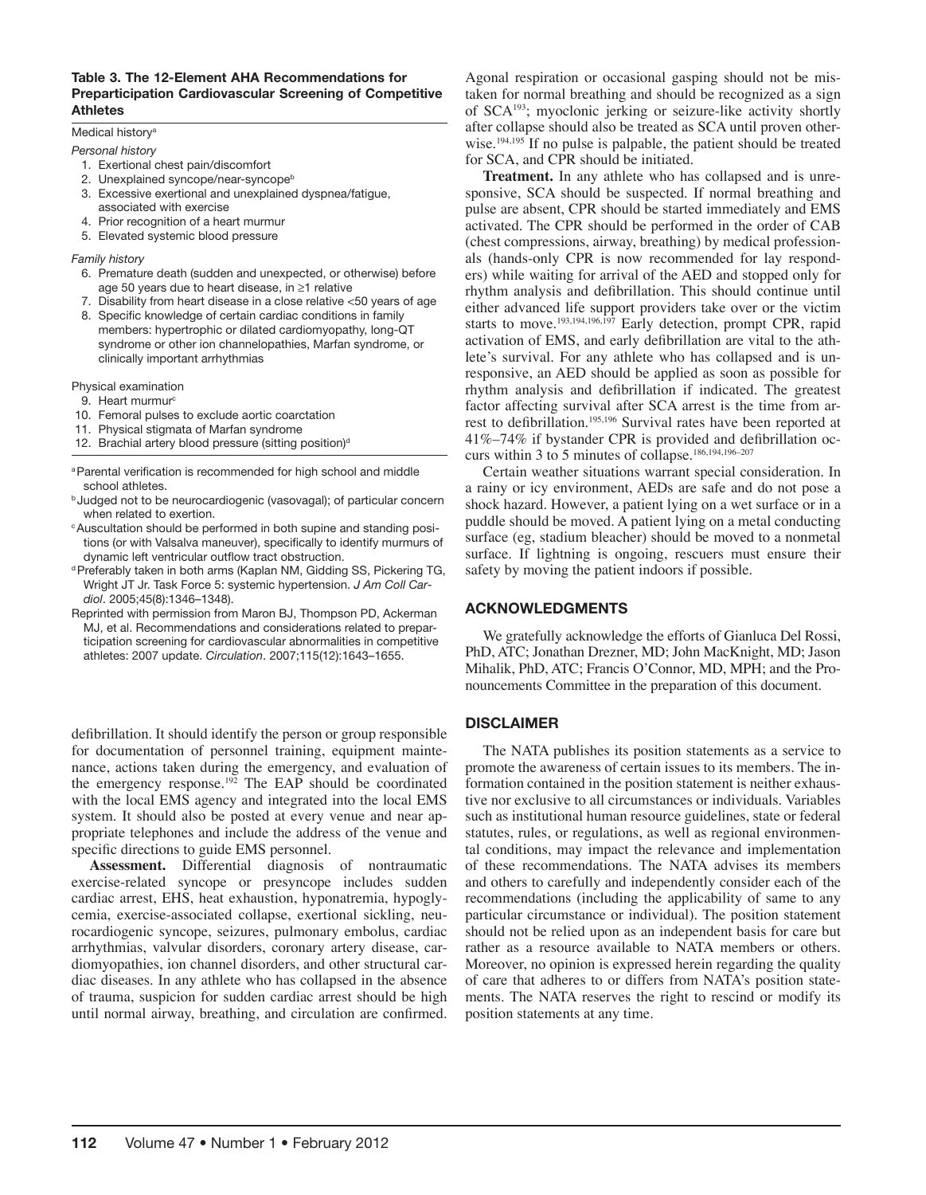**Table 3. The 12-Element AHA Recommendations for Preparticipation Cardiovascular Screening of Competitive Athletes**

Medical history[a]

*Personal history*

1. Exertional chest pain/discomfort
2. Unexplained syncope/near-syncope[b]
3. Excessive exertional and unexplained dyspnea/fatigue, associated with exercise
4. Prior recognition of a heart murmur
5. Elevated systemic blood pressure

*Family history*

6. Premature death (sudden and unexpected, or otherwise) before age 50 years due to heart disease, in ≥1 relative
7. Disability from heart disease in a close relative <50 years of age
8. Specific knowledge of certain cardiac conditions in family members: hypertrophic or dilated cardiomyopathy, long-QT syndrome or other ion channelopathies, Marfan syndrome, or clinically important arrhythmias

Physical examination

9. Heart murmur[c]
10. Femoral pulses to exclude aortic coarctation
11. Physical stigmata of Marfan syndrome
12. Brachial artery blood pressure (sitting position)[d]

[a] Parental verification is recommended for high school and middle school athletes.
[b] Judged not to be neurocardiogenic (vasovagal); of particular concern when related to exertion.
[c] Auscultation should be performed in both supine and standing positions (or with Valsalva maneuver), specifically to identify murmurs of dynamic left ventricular outflow tract obstruction.
[d] Preferably taken in both arms (Kaplan NM, Gidding SS, Pickering TG, Wright JT Jr. Task Force 5: systemic hypertension. *J Am Coll Cardiol*. 2005;45(8):1346–1348).

Reprinted with permission from Maron BJ, Thompson PD, Ackerman MJ, et al. Recommendations and considerations related to preparticipation screening for cardiovascular abnormalities in competitive athletes: 2007 update. *Circulation*. 2007;115(12):1643–1655.

defibrillation. It should identify the person or group responsible for documentation of personnel training, equipment maintenance, actions taken during the emergency, and evaluation of the emergency response.[192] The EAP should be coordinated with the local EMS agency and integrated into the local EMS system. It should also be posted at every venue and near appropriate telephones and include the address of the venue and specific directions to guide EMS personnel.

**Assessment.** Differential diagnosis of nontraumatic exercise-related syncope or presyncope includes sudden cardiac arrest, EHS, heat exhaustion, hyponatremia, hypoglycemia, exercise-associated collapse, exertional sickling, neurocardiogenic syncope, seizures, pulmonary embolus, cardiac arrhythmias, valvular disorders, coronary artery disease, cardiomyopathies, ion channel disorders, and other structural cardiac diseases. In any athlete who has collapsed in the absence of trauma, suspicion for sudden cardiac arrest should be high until normal airway, breathing, and circulation are confirmed. Agonal respiration or occasional gasping should not be mistaken for normal breathing and should be recognized as a sign of SCA[193]; myoclonic jerking or seizure-like activity shortly after collapse should also be treated as SCA until proven otherwise.[194,195] If no pulse is palpable, the patient should be treated for SCA, and CPR should be initiated.

**Treatment.** In any athlete who has collapsed and is unresponsive, SCA should be suspected. If normal breathing and pulse are absent, CPR should be started immediately and EMS activated. The CPR should be performed in the order of CAB (chest compressions, airway, breathing) by medical professionals (hands-only CPR is now recommended for lay responders) while waiting for arrival of the AED and stopped only for rhythm analysis and defibrillation. This should continue until either advanced life support providers take over or the victim starts to move.[193,194,196,197] Early detection, prompt CPR, rapid activation of EMS, and early defibrillation are vital to the athlete's survival. For any athlete who has collapsed and is unresponsive, an AED should be applied as soon as possible for rhythm analysis and defibrillation if indicated. The greatest factor affecting survival after SCA arrest is the time from arrest to defibrillation.[195,196] Survival rates have been reported at 41%–74% if bystander CPR is provided and defibrillation occurs within 3 to 5 minutes of collapse.[186,194,196–207]

Certain weather situations warrant special consideration. In a rainy or icy environment, AEDs are safe and do not pose a shock hazard. However, a patient lying on a wet surface or in a puddle should be moved. A patient lying on a metal conducting surface (eg, stadium bleacher) should be moved to a nonmetal surface. If lightning is ongoing, rescuers must ensure their safety by moving the patient indoors if possible.

## ACKNOWLEDGMENTS

We gratefully acknowledge the efforts of Gianluca Del Rossi, PhD, ATC; Jonathan Drezner, MD; John MacKnight, MD; Jason Mihalik, PhD, ATC; Francis O'Connor, MD, MPH; and the Pronouncements Committee in the preparation of this document.

## DISCLAIMER

The NATA publishes its position statements as a service to promote the awareness of certain issues to its members. The information contained in the position statement is neither exhaustive nor exclusive to all circumstances or individuals. Variables such as institutional human resource guidelines, state or federal statutes, rules, or regulations, as well as regional environmental conditions, may impact the relevance and implementation of these recommendations. The NATA advises its members and others to carefully and independently consider each of the recommendations (including the applicability of same to any particular circumstance or individual). The position statement should not be relied upon as an independent basis for care but rather as a resource available to NATA members or others. Moreover, no opinion is expressed herein regarding the quality of care that adheres to or differs from NATA's position statements. The NATA reserves the right to rescind or modify its position statements at any time.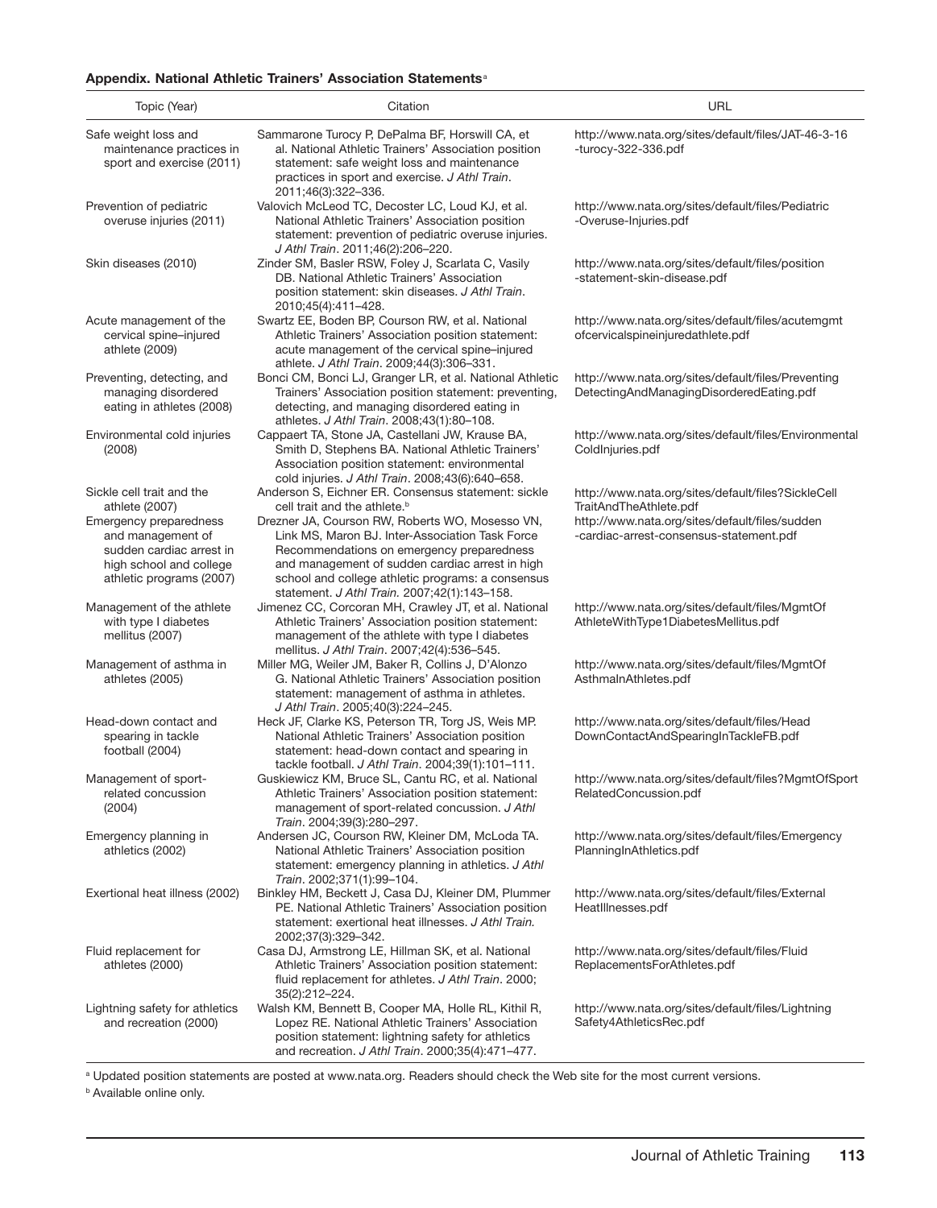**Appendix. National Athletic Trainers' Association Statements**[a]

| Topic (Year) | Citation | URL |
|---|---|---|
| Safe weight loss and maintenance practices in sport and exercise (2011) | Sammarone Turocy P, DePalma BF, Horswill CA, et al. National Athletic Trainers' Association position statement: safe weight loss and maintenance practices in sport and exercise. *J Athl Train*. 2011;46(3):322–336. | http://www.nata.org/sites/default/files/JAT-46-3-16-turocy-322-336.pdf |
| Prevention of pediatric overuse injuries (2011) | Valovich McLeod TC, Decoster LC, Loud KJ, et al. National Athletic Trainers' Association position statement: prevention of pediatric overuse injuries. *J Athl Train*. 2011;46(2):206–220. | http://www.nata.org/sites/default/files/Pediatric-Overuse-Injuries.pdf |
| Skin diseases (2010) | Zinder SM, Basler RSW, Foley J, Scarlata C, Vasily DB. National Athletic Trainers' Association position statement: skin diseases. *J Athl Train*. 2010;45(4):411–428. | http://www.nata.org/sites/default/files/position-statement-skin-disease.pdf |
| Acute management of the cervical spine–injured athlete (2009) | Swartz EE, Boden BP, Courson RW, et al. National Athletic Trainers' Association position statement: acute management of the cervical spine–injured athlete. *J Athl Train*. 2009;44(3):306–331. | http://www.nata.org/sites/default/files/acutemgmtofcervicalspineinjuredathlete.pdf |
| Preventing, detecting, and managing disordered eating in athletes (2008) | Bonci CM, Bonci LJ, Granger LR, et al. National Athletic Trainers' Association position statement: preventing, detecting, and managing disordered eating in athletes. *J Athl Train*. 2008;43(1):80–108. | http://www.nata.org/sites/default/files/PreventingDetectingAndManagingDisorderedEating.pdf |
| Environmental cold injuries (2008) | Cappaert TA, Stone JA, Castellani JW, Krause BA, Smith D, Stephens BA. National Athletic Trainers' Association position statement: environmental cold injuries. *J Athl Train*. 2008;43(6):640–658. | http://www.nata.org/sites/default/files/EnvironmentalColdInjuries.pdf |
| Sickle cell trait and the athlete (2007) | Anderson S, Eichner ER. Consensus statement: sickle cell trait and the athlete.[b] | http://www.nata.org/sites/default/files?SickleCellTraitAndTheAthlete.pdf |
| Emergency preparedness and management of sudden cardiac arrest in high school and college athletic programs (2007) | Drezner JA, Courson RW, Roberts WO, Mosesso VN, Link MS, Maron BJ. Inter-Association Task Force Recommendations on emergency preparedness and management of sudden cardiac arrest in high school and college athletic programs: a consensus statement. *J Athl Train.* 2007;42(1):143–158. | http://www.nata.org/sites/default/files/sudden-cardiac-arrest-consensus-statement.pdf |
| Management of the athlete with type I diabetes mellitus (2007) | Jimenez CC, Corcoran MH, Crawley JT, et al. National Athletic Trainers' Association position statement: management of the athlete with type I diabetes mellitus. *J Athl Train*. 2007;42(4):536–545. | http://www.nata.org/sites/default/files/MgmtOfAthleteWithType1DiabetesMellitus.pdf |
| Management of asthma in athletes (2005) | Miller MG, Weiler JM, Baker R, Collins J, D'Alonzo G. National Athletic Trainers' Association position statement: management of asthma in athletes. *J Athl Train*. 2005;40(3):224–245. | http://www.nata.org/sites/default/files/MgmtOfAsthmaInAthletes.pdf |
| Head-down contact and spearing in tackle football (2004) | Heck JF, Clarke KS, Peterson TR, Torg JS, Weis MP. National Athletic Trainers' Association position statement: head-down contact and spearing in tackle football. *J Athl Train*. 2004;39(1):101–111. | http://www.nata.org/sites/default/files/HeadDownContactAndSpearingInTackleFB.pdf |
| Management of sport-related concussion (2004) | Guskiewicz KM, Bruce SL, Cantu RC, et al. National Athletic Trainers' Association position statement: management of sport-related concussion. *J Athl Train*. 2004;39(3):280–297. | http://www.nata.org/sites/default/files?MgmtOfSportRelatedConcussion.pdf |
| Emergency planning in athletics (2002) | Andersen JC, Courson RW, Kleiner DM, McLoda TA. National Athletic Trainers' Association position statement: emergency planning in athletics. *J Athl Train*. 2002;371(1):99–104. | http://www.nata.org/sites/default/files/EmergencyPlanningInAthletics.pdf |
| Exertional heat illness (2002) | Binkley HM, Beckett J, Casa DJ, Kleiner DM, Plummer PE. National Athletic Trainers' Association position statement: exertional heat illnesses. *J Athl Train.* 2002;37(3):329–342. | http://www.nata.org/sites/default/files/ExternalHeatIllnesses.pdf |
| Fluid replacement for athletes (2000) | Casa DJ, Armstrong LE, Hillman SK, et al. National Athletic Trainers' Association position statement: fluid replacement for athletes. *J Athl Train*. 2000;35(2):212–224. | http://www.nata.org/sites/default/files/FluidReplacementsForAthletes.pdf |
| Lightning safety for athletics and recreation (2000) | Walsh KM, Bennett B, Cooper MA, Holle RL, Kithil R, Lopez RE. National Athletic Trainers' Association position statement: lightning safety for athletics and recreation. *J Athl Train*. 2000;35(4):471–477. | http://www.nata.org/sites/default/files/LightningSafety4AthleticsRec.pdf |

[a] Updated position statements are posted at www.nata.org. Readers should check the Web site for the most current versions.

[b] Available online only.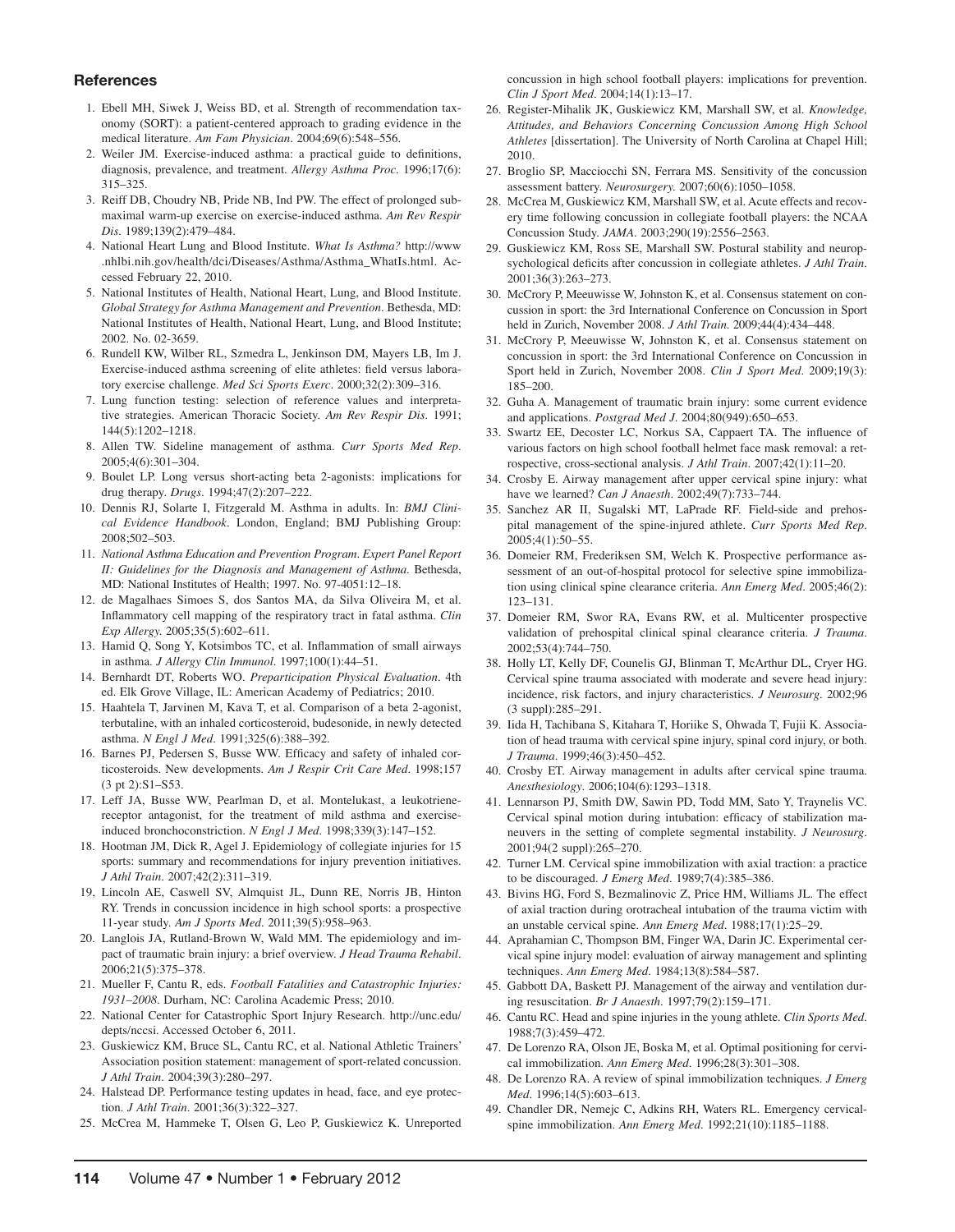## References

1. Ebell MH, Siwek J, Weiss BD, et al. Strength of recommendation taxonomy (SORT): a patient-centered approach to grading evidence in the medical literature. *Am Fam Physician*. 2004;69(6):548–556.
2. Weiler JM. Exercise-induced asthma: a practical guide to definitions, diagnosis, prevalence, and treatment. *Allergy Asthma Proc*. 1996;17(6): 315–325.
3. Reiff DB, Choudry NB, Pride NB, Ind PW. The effect of prolonged submaximal warm-up exercise on exercise-induced asthma. *Am Rev Respir Dis*. 1989;139(2):479–484.
4. National Heart Lung and Blood Institute. *What Is Asthma?* http://www.nhlbi.nih.gov/health/dci/Diseases/Asthma/Asthma_WhatIs.html. Accessed February 22, 2010.
5. National Institutes of Health, National Heart, Lung, and Blood Institute. *Global Strategy for Asthma Management and Prevention*. Bethesda, MD: National Institutes of Health, National Heart, Lung, and Blood Institute; 2002. No. 02-3659.
6. Rundell KW, Wilber RL, Szmedra L, Jenkinson DM, Mayers LB, Im J. Exercise-induced asthma screening of elite athletes: field versus laboratory exercise challenge. *Med Sci Sports Exerc*. 2000;32(2):309–316.
7. Lung function testing: selection of reference values and interpretative strategies. American Thoracic Society. *Am Rev Respir Dis*. 1991; 144(5):1202–1218.
8. Allen TW. Sideline management of asthma. *Curr Sports Med Rep*. 2005;4(6):301–304.
9. Boulet LP. Long versus short-acting beta 2-agonists: implications for drug therapy. *Drugs*. 1994;47(2):207–222.
10. Dennis RJ, Solarte I, Fitzgerald M. Asthma in adults. In: *BMJ Clinical Evidence Handbook*. London, England; BMJ Publishing Group: 2008;502–503.
11. *National Asthma Education and Prevention Program. Expert Panel Report II: Guidelines for the Diagnosis and Management of Asthma*. Bethesda, MD: National Institutes of Health; 1997. No. 97-4051:12–18.
12. de Magalhaes Simoes S, dos Santos MA, da Silva Oliveira M, et al. Inflammatory cell mapping of the respiratory tract in fatal asthma. *Clin Exp Allergy*. 2005;35(5):602–611.
13. Hamid Q, Song Y, Kotsimbos TC, et al. Inflammation of small airways in asthma. *J Allergy Clin Immunol*. 1997;100(1):44–51.
14. Bernhardt DT, Roberts WO. *Preparticipation Physical Evaluation*. 4th ed. Elk Grove Village, IL: American Academy of Pediatrics; 2010.
15. Haahtela T, Jarvinen M, Kava T, et al. Comparison of a beta 2-agonist, terbutaline, with an inhaled corticosteroid, budesonide, in newly detected asthma. *N Engl J Med*. 1991;325(6):388–392.
16. Barnes PJ, Pedersen S, Busse WW. Efficacy and safety of inhaled corticosteroids. New developments. *Am J Respir Crit Care Med*. 1998;157 (3 pt 2):S1–S53.
17. Leff JA, Busse WW, Pearlman D, et al. Montelukast, a leukotriene-receptor antagonist, for the treatment of mild asthma and exercise-induced bronchoconstriction. *N Engl J Med*. 1998;339(3):147–152.
18. Hootman JM, Dick R, Agel J. Epidemiology of collegiate injuries for 15 sports: summary and recommendations for injury prevention initiatives. *J Athl Train*. 2007;42(2):311–319.
19. Lincoln AE, Caswell SV, Almquist JL, Dunn RE, Norris JB, Hinton RY. Trends in concussion incidence in high school sports: a prospective 11-year study. *Am J Sports Med*. 2011;39(5):958–963.
20. Langlois JA, Rutland-Brown W, Wald MM. The epidemiology and impact of traumatic brain injury: a brief overview. *J Head Trauma Rehabil*. 2006;21(5):375–378.
21. Mueller F, Cantu R, eds. *Football Fatalities and Catastrophic Injuries: 1931–2008*. Durham, NC: Carolina Academic Press; 2010.
22. National Center for Catastrophic Sport Injury Research. http://unc.edu/depts/nccsi. Accessed October 6, 2011.
23. Guskiewicz KM, Bruce SL, Cantu RC, et al. National Athletic Trainers' Association position statement: management of sport-related concussion. *J Athl Train*. 2004;39(3):280–297.
24. Halstead DP. Performance testing updates in head, face, and eye protection. *J Athl Train*. 2001;36(3):322–327.
25. McCrea M, Hammeke T, Olsen G, Leo P, Guskiewicz K. Unreported concussion in high school football players: implications for prevention. *Clin J Sport Med*. 2004;14(1):13–17.
26. Register-Mihalik JK, Guskiewicz KM, Marshall SW, et al. *Knowledge, Attitudes, and Behaviors Concerning Concussion Among High School Athletes* [dissertation]. The University of North Carolina at Chapel Hill; 2010.
27. Broglio SP, Macciocchi SN, Ferrara MS. Sensitivity of the concussion assessment battery. *Neurosurgery*. 2007;60(6):1050–1058.
28. McCrea M, Guskiewicz KM, Marshall SW, et al. Acute effects and recovery time following concussion in collegiate football players: the NCAA Concussion Study. *JAMA*. 2003;290(19):2556–2563.
29. Guskiewicz KM, Ross SE, Marshall SW. Postural stability and neuropsychological deficits after concussion in collegiate athletes. *J Athl Train*. 2001;36(3):263–273.
30. McCrory P, Meeuwisse W, Johnston K, et al. Consensus statement on concussion in sport: the 3rd International Conference on Concussion in Sport held in Zurich, November 2008. *J Athl Train*. 2009;44(4):434–448.
31. McCrory P, Meeuwisse W, Johnston K, et al. Consensus statement on concussion in sport: the 3rd International Conference on Concussion in Sport held in Zurich, November 2008. *Clin J Sport Med*. 2009;19(3): 185–200.
32. Guha A. Management of traumatic brain injury: some current evidence and applications. *Postgrad Med J*. 2004;80(949):650–653.
33. Swartz EE, Decoster LC, Norkus SA, Cappaert TA. The influence of various factors on high school football helmet face mask removal: a retrospective, cross-sectional analysis. *J Athl Train*. 2007;42(1):11–20.
34. Crosby E. Airway management after upper cervical spine injury: what have we learned? *Can J Anaesth*. 2002;49(7):733–744.
35. Sanchez AR II, Sugalski MT, LaPrade RF. Field-side and prehospital management of the spine-injured athlete. *Curr Sports Med Rep*. 2005;4(1):50–55.
36. Domeier RM, Frederiksen SM, Welch K. Prospective performance assessment of an out-of-hospital protocol for selective spine immobilization using clinical spine clearance criteria. *Ann Emerg Med*. 2005;46(2): 123–131.
37. Domeier RM, Swor RA, Evans RW, et al. Multicenter prospective validation of prehospital clinical spinal clearance criteria. *J Trauma*. 2002;53(4):744–750.
38. Holly LT, Kelly DF, Counelis GJ, Blinman T, McArthur DL, Cryer HG. Cervical spine trauma associated with moderate and severe head injury: incidence, risk factors, and injury characteristics. *J Neurosurg*. 2002;96 (3 suppl):285–291.
39. Iida H, Tachibana S, Kitahara T, Horiike S, Ohwada T, Fujii K. Association of head trauma with cervical spine injury, spinal cord injury, or both. *J Trauma*. 1999;46(3):450–452.
40. Crosby ET. Airway management in adults after cervical spine trauma. *Anesthesiology*. 2006;104(6):1293–1318.
41. Lennarson PJ, Smith DW, Sawin PD, Todd MM, Sato Y, Traynelis VC. Cervical spinal motion during intubation: efficacy of stabilization maneuvers in the setting of complete segmental instability. *J Neurosurg*. 2001;94(2 suppl):265–270.
42. Turner LM. Cervical spine immobilization with axial traction: a practice to be discouraged. *J Emerg Med*. 1989;7(4):385–386.
43. Bivins HG, Ford S, Bezmalinovic Z, Price HM, Williams JL. The effect of axial traction during orotracheal intubation of the trauma victim with an unstable cervical spine. *Ann Emerg Med*. 1988;17(1):25–29.
44. Aprahamian C, Thompson BM, Finger WA, Darin JC. Experimental cervical spine injury model: evaluation of airway management and splinting techniques. *Ann Emerg Med*. 1984;13(8):584–587.
45. Gabbott DA, Baskett PJ. Management of the airway and ventilation during resuscitation. *Br J Anaesth*. 1997;79(2):159–171.
46. Cantu RC. Head and spine injuries in the young athlete. *Clin Sports Med*. 1988;7(3):459–472.
47. De Lorenzo RA, Olson JE, Boska M, et al. Optimal positioning for cervical immobilization. *Ann Emerg Med*. 1996;28(3):301–308.
48. De Lorenzo RA. A review of spinal immobilization techniques. *J Emerg Med*. 1996;14(5):603–613.
49. Chandler DR, Nemejc C, Adkins RH, Waters RL. Emergency cervical-spine immobilization. *Ann Emerg Med*. 1992;21(10):1185–1188.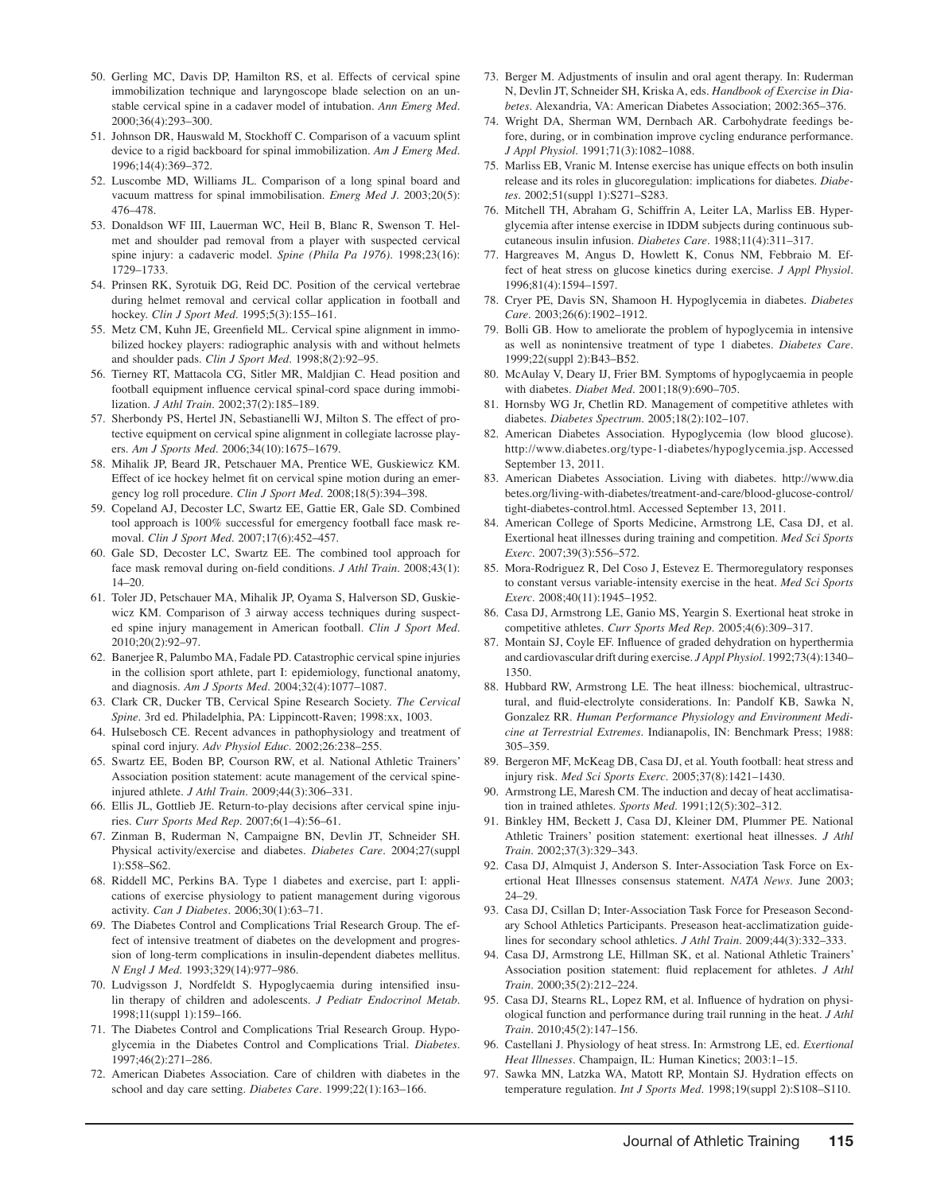50. Gerling MC, Davis DP, Hamilton RS, et al. Effects of cervical spine immobilization technique and laryngoscope blade selection on an unstable cervical spine in a cadaver model of intubation. *Ann Emerg Med*. 2000;36(4):293–300.
51. Johnson DR, Hauswald M, Stockhoff C. Comparison of a vacuum splint device to a rigid backboard for spinal immobilization. *Am J Emerg Med*. 1996;14(4):369–372.
52. Luscombe MD, Williams JL. Comparison of a long spinal board and vacuum mattress for spinal immobilisation. *Emerg Med J*. 2003;20(5): 476–478.
53. Donaldson WF III, Lauerman WC, Heil B, Blanc R, Swenson T. Helmet and shoulder pad removal from a player with suspected cervical spine injury: a cadaveric model. *Spine (Phila Pa 1976)*. 1998;23(16): 1729–1733.
54. Prinsen RK, Syrotuik DG, Reid DC. Position of the cervical vertebrae during helmet removal and cervical collar application in football and hockey. *Clin J Sport Med*. 1995;5(3):155–161.
55. Metz CM, Kuhn JE, Greenfield ML. Cervical spine alignment in immobilized hockey players: radiographic analysis with and without helmets and shoulder pads. *Clin J Sport Med*. 1998;8(2):92–95.
56. Tierney RT, Mattacola CG, Sitler MR, Maldjian C. Head position and football equipment influence cervical spinal-cord space during immobilization. *J Athl Train*. 2002;37(2):185–189.
57. Sherbondy PS, Hertel JN, Sebastianelli WJ, Milton S. The effect of protective equipment on cervical spine alignment in collegiate lacrosse players. *Am J Sports Med*. 2006;34(10):1675–1679.
58. Mihalik JP, Beard JR, Petschauer MA, Prentice WE, Guskiewicz KM. Effect of ice hockey helmet fit on cervical spine motion during an emergency log roll procedure. *Clin J Sport Med*. 2008;18(5):394–398.
59. Copeland AJ, Decoster LC, Swartz EE, Gattie ER, Gale SD. Combined tool approach is 100% successful for emergency football face mask removal. *Clin J Sport Med*. 2007;17(6):452–457.
60. Gale SD, Decoster LC, Swartz EE. The combined tool approach for face mask removal during on-field conditions. *J Athl Train*. 2008;43(1): 14–20.
61. Toler JD, Petschauer MA, Mihalik JP, Oyama S, Halverson SD, Guskiewicz KM. Comparison of 3 airway access techniques during suspected spine injury management in American football. *Clin J Sport Med*. 2010;20(2):92–97.
62. Banerjee R, Palumbo MA, Fadale PD. Catastrophic cervical spine injuries in the collision sport athlete, part I: epidemiology, functional anatomy, and diagnosis. *Am J Sports Med*. 2004;32(4):1077–1087.
63. Clark CR, Ducker TB, Cervical Spine Research Society. *The Cervical Spine*. 3rd ed. Philadelphia, PA: Lippincott-Raven; 1998:xx, 1003.
64. Hulsebosch CE. Recent advances in pathophysiology and treatment of spinal cord injury. *Adv Physiol Educ*. 2002;26:238–255.
65. Swartz EE, Boden BP, Courson RW, et al. National Athletic Trainers' Association position statement: acute management of the cervical spine-injured athlete. *J Athl Train*. 2009;44(3):306–331.
66. Ellis JL, Gottlieb JE. Return-to-play decisions after cervical spine injuries. *Curr Sports Med Rep*. 2007;6(1–4):56–61.
67. Zinman B, Ruderman N, Campaigne BN, Devlin JT, Schneider SH. Physical activity/exercise and diabetes. *Diabetes Care*. 2004;27(suppl 1):S58–S62.
68. Riddell MC, Perkins BA. Type 1 diabetes and exercise, part I: applications of exercise physiology to patient management during vigorous activity. *Can J Diabetes*. 2006;30(1):63–71.
69. The Diabetes Control and Complications Trial Research Group. The effect of intensive treatment of diabetes on the development and progression of long-term complications in insulin-dependent diabetes mellitus. *N Engl J Med*. 1993;329(14):977–986.
70. Ludvigsson J, Nordfeldt S. Hypoglycaemia during intensified insulin therapy of children and adolescents. *J Pediatr Endocrinol Metab*. 1998;11(suppl 1):159–166.
71. The Diabetes Control and Complications Trial Research Group. Hypoglycemia in the Diabetes Control and Complications Trial. *Diabetes*. 1997;46(2):271–286.
72. American Diabetes Association. Care of children with diabetes in the school and day care setting. *Diabetes Care*. 1999;22(1):163–166.
73. Berger M. Adjustments of insulin and oral agent therapy. In: Ruderman N, Devlin JT, Schneider SH, Kriska A, eds. *Handbook of Exercise in Diabetes*. Alexandria, VA: American Diabetes Association; 2002:365–376.
74. Wright DA, Sherman WM, Dernbach AR. Carbohydrate feedings before, during, or in combination improve cycling endurance performance. *J Appl Physiol*. 1991;71(3):1082–1088.
75. Marliss EB, Vranic M. Intense exercise has unique effects on both insulin release and its roles in glucoregulation: implications for diabetes. *Diabetes*. 2002;51(suppl 1):S271–S283.
76. Mitchell TH, Abraham G, Schiffrin A, Leiter LA, Marliss EB. Hyperglycemia after intense exercise in IDDM subjects during continuous subcutaneous insulin infusion. *Diabetes Care*. 1988;11(4):311–317.
77. Hargreaves M, Angus D, Howlett K, Conus NM, Febbraio M. Effect of heat stress on glucose kinetics during exercise. *J Appl Physiol*. 1996;81(4):1594–1597.
78. Cryer PE, Davis SN, Shamoon H. Hypoglycemia in diabetes. *Diabetes Care*. 2003;26(6):1902–1912.
79. Bolli GB. How to ameliorate the problem of hypoglycemia in intensive as well as nonintensive treatment of type 1 diabetes. *Diabetes Care*. 1999;22(suppl 2):B43–B52.
80. McAulay V, Deary IJ, Frier BM. Symptoms of hypoglycaemia in people with diabetes. *Diabet Med*. 2001;18(9):690–705.
81. Hornsby WG Jr, Chetlin RD. Management of competitive athletes with diabetes. *Diabetes Spectrum*. 2005;18(2):102–107.
82. American Diabetes Association. Hypoglycemia (low blood glucose). http://www.diabetes.org/type-1-diabetes/hypoglycemia.jsp. Accessed September 13, 2011.
83. American Diabetes Association. Living with diabetes. http://www.diabetes.org/living-with-diabetes/treatment-and-care/blood-glucose-control/tight-diabetes-control.html. Accessed September 13, 2011.
84. American College of Sports Medicine, Armstrong LE, Casa DJ, et al. Exertional heat illnesses during training and competition. *Med Sci Sports Exerc*. 2007;39(3):556–572.
85. Mora-Rodriguez R, Del Coso J, Estevez E. Thermoregulatory responses to constant versus variable-intensity exercise in the heat. *Med Sci Sports Exerc*. 2008;40(11):1945–1952.
86. Casa DJ, Armstrong LE, Ganio MS, Yeargin S. Exertional heat stroke in competitive athletes. *Curr Sports Med Rep*. 2005;4(6):309–317.
87. Montain SJ, Coyle EF. Influence of graded dehydration on hyperthermia and cardiovascular drift during exercise. *J Appl Physiol*. 1992;73(4):1340–1350.
88. Hubbard RW, Armstrong LE. The heat illness: biochemical, ultrastructural, and fluid-electrolyte considerations. In: Pandolf KB, Sawka N, Gonzalez RR. *Human Performance Physiology and Environment Medicine at Terrestrial Extremes*. Indianapolis, IN: Benchmark Press; 1988: 305–359.
89. Bergeron MF, McKeag DB, Casa DJ, et al. Youth football: heat stress and injury risk. *Med Sci Sports Exerc*. 2005;37(8):1421–1430.
90. Armstrong LE, Maresh CM. The induction and decay of heat acclimatisation in trained athletes. *Sports Med*. 1991;12(5):302–312.
91. Binkley HM, Beckett J, Casa DJ, Kleiner DM, Plummer PE. National Athletic Trainers' position statement: exertional heat illnesses. *J Athl Train*. 2002;37(3):329–343.
92. Casa DJ, Almquist J, Anderson S. Inter-Association Task Force on Exertional Heat Illnesses consensus statement. *NATA News*. June 2003; 24–29.
93. Casa DJ, Csillan D; Inter-Association Task Force for Preseason Secondary School Athletics Participants. Preseason heat-acclimatization guidelines for secondary school athletics. *J Athl Train*. 2009;44(3):332–333.
94. Casa DJ, Armstrong LE, Hillman SK, et al. National Athletic Trainers' Association position statement: fluid replacement for athletes. *J Athl Train*. 2000;35(2):212–224.
95. Casa DJ, Stearns RL, Lopez RM, et al. Influence of hydration on physiological function and performance during trail running in the heat. *J Athl Train*. 2010;45(2):147–156.
96. Castellani J. Physiology of heat stress. In: Armstrong LE, ed. *Exertional Heat Illnesses*. Champaign, IL: Human Kinetics; 2003:1–15.
97. Sawka MN, Latzka WA, Matott RP, Montain SJ. Hydration effects on temperature regulation. *Int J Sports Med*. 1998;19(suppl 2):S108–S110.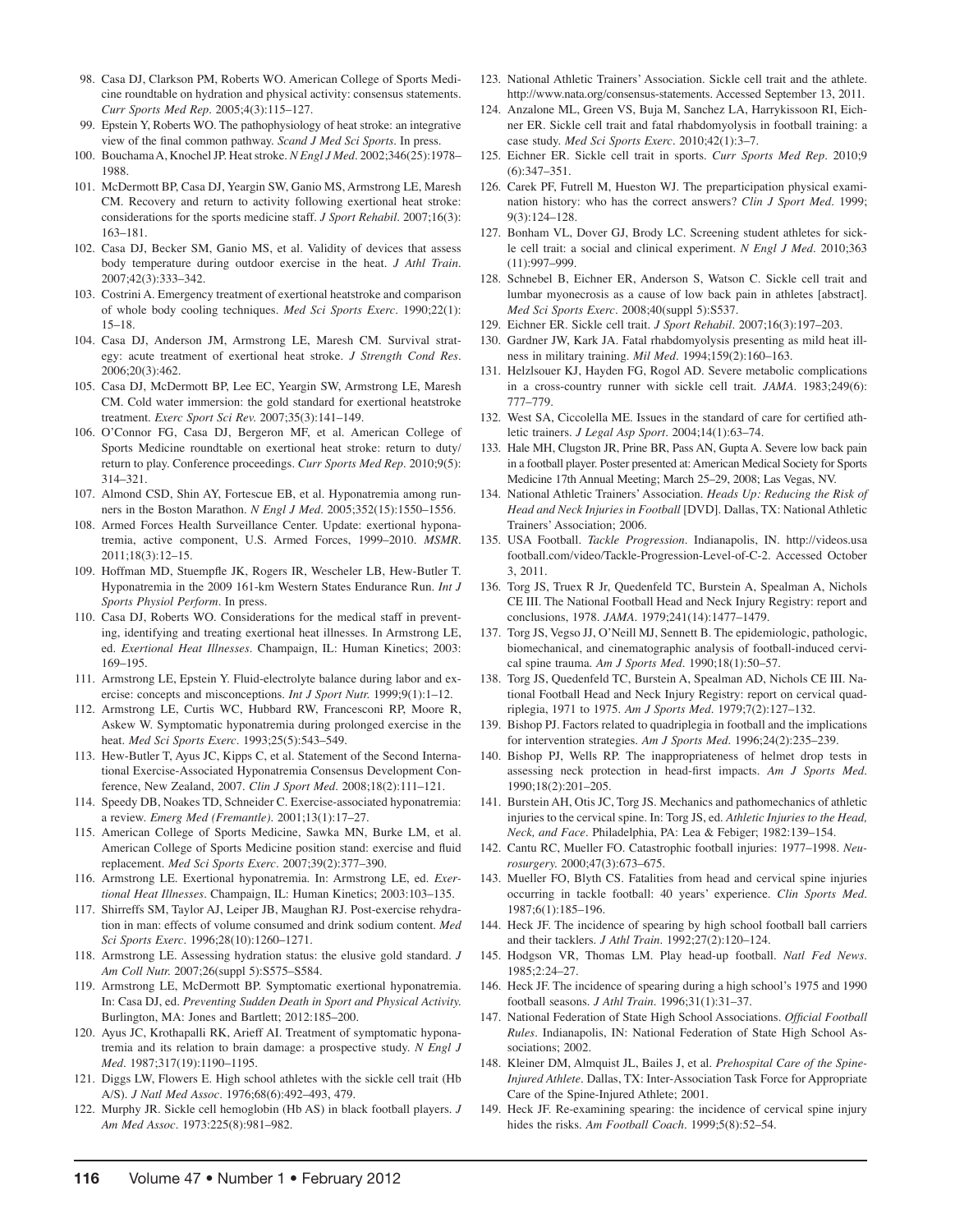98. Casa DJ, Clarkson PM, Roberts WO. American College of Sports Medicine roundtable on hydration and physical activity: consensus statements. *Curr Sports Med Rep*. 2005;4(3):115–127.
99. Epstein Y, Roberts WO. The pathophysiology of heat stroke: an integrative view of the final common pathway. *Scand J Med Sci Sports*. In press.
100. Bouchama A, Knochel JP. Heat stroke. *N Engl J Med*. 2002;346(25):1978–1988.
101. McDermott BP, Casa DJ, Yeargin SW, Ganio MS, Armstrong LE, Maresh CM. Recovery and return to activity following exertional heat stroke: considerations for the sports medicine staff. *J Sport Rehabil*. 2007;16(3):163–181.
102. Casa DJ, Becker SM, Ganio MS, et al. Validity of devices that assess body temperature during outdoor exercise in the heat. *J Athl Train*. 2007;42(3):333–342.
103. Costrini A. Emergency treatment of exertional heatstroke and comparison of whole body cooling techniques. *Med Sci Sports Exerc*. 1990;22(1):15–18.
104. Casa DJ, Anderson JM, Armstrong LE, Maresh CM. Survival strategy: acute treatment of exertional heat stroke. *J Strength Cond Res*. 2006;20(3):462.
105. Casa DJ, McDermott BP, Lee EC, Yeargin SW, Armstrong LE, Maresh CM. Cold water immersion: the gold standard for exertional heatstroke treatment. *Exerc Sport Sci Rev*. 2007;35(3):141–149.
106. O'Connor FG, Casa DJ, Bergeron MF, et al. American College of Sports Medicine roundtable on exertional heat stroke: return to duty/return to play. Conference proceedings. *Curr Sports Med Rep*. 2010;9(5):314–321.
107. Almond CSD, Shin AY, Fortescue EB, et al. Hyponatremia among runners in the Boston Marathon. *N Engl J Med*. 2005;352(15):1550–1556.
108. Armed Forces Health Surveillance Center. Update: exertional hyponatremia, active component, U.S. Armed Forces, 1999–2010. *MSMR*. 2011;18(3):12–15.
109. Hoffman MD, Stuempfle JK, Rogers IR, Wescheler LB, Hew-Butler T. Hyponatremia in the 2009 161-km Western States Endurance Run. *Int J Sports Physiol Perform*. In press.
110. Casa DJ, Roberts WO. Considerations for the medical staff in preventing, identifying and treating exertional heat illnesses. In Armstrong LE, ed. *Exertional Heat Illnesses*. Champaign, IL: Human Kinetics; 2003:169–195.
111. Armstrong LE, Epstein Y. Fluid-electrolyte balance during labor and exercise: concepts and misconceptions. *Int J Sport Nutr*. 1999;9(1):1–12.
112. Armstrong LE, Curtis WC, Hubbard RW, Francesconi RP, Moore R, Askew W. Symptomatic hyponatremia during prolonged exercise in the heat. *Med Sci Sports Exerc*. 1993;25(5):543–549.
113. Hew-Butler T, Ayus JC, Kipps C, et al. Statement of the Second International Exercise-Associated Hyponatremia Consensus Development Conference, New Zealand, 2007. *Clin J Sport Med*. 2008;18(2):111–121.
114. Speedy DB, Noakes TD, Schneider C. Exercise-associated hyponatremia: a review. *Emerg Med (Fremantle)*. 2001;13(1):17–27.
115. American College of Sports Medicine, Sawka MN, Burke LM, et al. American College of Sports Medicine position stand: exercise and fluid replacement. *Med Sci Sports Exerc*. 2007;39(2):377–390.
116. Armstrong LE. Exertional hyponatremia. In: Armstrong LE, ed. *Exertional Heat Illnesses*. Champaign, IL: Human Kinetics; 2003:103–135.
117. Shirreffs SM, Taylor AJ, Leiper JB, Maughan RJ. Post-exercise rehydration in man: effects of volume consumed and drink sodium content. *Med Sci Sports Exerc*. 1996;28(10):1260–1271.
118. Armstrong LE. Assessing hydration status: the elusive gold standard. *J Am Coll Nutr*. 2007;26(suppl 5):S575–S584.
119. Armstrong LE, McDermott BP. Symptomatic exertional hyponatremia. In: Casa DJ, ed. *Preventing Sudden Death in Sport and Physical Activity*. Burlington, MA: Jones and Bartlett; 2012:185–200.
120. Ayus JC, Krothapalli RK, Arieff AI. Treatment of symptomatic hyponatremia and its relation to brain damage: a prospective study. *N Engl J Med*. 1987;317(19):1190–1195.
121. Diggs LW, Flowers E. High school athletes with the sickle cell trait (Hb A/S). *J Natl Med Assoc*. 1976;68(6):492–493, 479.
122. Murphy JR. Sickle cell hemoglobin (Hb AS) in black football players. *J Am Med Assoc*. 1973:225(8):981–982.
123. National Athletic Trainers' Association. Sickle cell trait and the athlete. http://www.nata.org/consensus-statements. Accessed September 13, 2011.
124. Anzalone ML, Green VS, Buja M, Sanchez LA, Harrykissoon RI, Eichner ER. Sickle cell trait and fatal rhabdomyolysis in football training: a case study. *Med Sci Sports Exerc*. 2010;42(1):3–7.
125. Eichner ER. Sickle cell trait in sports. *Curr Sports Med Rep*. 2010;9(6):347–351.
126. Carek PF, Futrell M, Hueston WJ. The preparticipation physical examination history: who has the correct answers? *Clin J Sport Med*. 1999;9(3):124–128.
127. Bonham VL, Dover GJ, Brody LC. Screening student athletes for sickle cell trait: a social and clinical experiment. *N Engl J Med*. 2010;363(11):997–999.
128. Schnebel B, Eichner ER, Anderson S, Watson C. Sickle cell trait and lumbar myonecrosis as a cause of low back pain in athletes [abstract]. *Med Sci Sports Exerc*. 2008;40(suppl 5):S537.
129. Eichner ER. Sickle cell trait. *J Sport Rehabil*. 2007;16(3):197–203.
130. Gardner JW, Kark JA. Fatal rhabdomyolysis presenting as mild heat illness in military training. *Mil Med*. 1994;159(2):160–163.
131. Helzlsouer KJ, Hayden FG, Rogol AD. Severe metabolic complications in a cross-country runner with sickle cell trait. *JAMA*. 1983;249(6):777–779.
132. West SA, Ciccolella ME. Issues in the standard of care for certified athletic trainers. *J Legal Asp Sport*. 2004;14(1):63–74.
133. Hale MH, Clugston JR, Prine BR, Pass AN, Gupta A. Severe low back pain in a football player. Poster presented at: American Medical Society for Sports Medicine 17th Annual Meeting; March 25–29, 2008; Las Vegas, NV.
134. National Athletic Trainers' Association. *Heads Up: Reducing the Risk of Head and Neck Injuries in Football* [DVD]. Dallas, TX: National Athletic Trainers' Association; 2006.
135. USA Football. *Tackle Progression*. Indianapolis, IN. http://videos.usafootball.com/video/Tackle-Progression-Level-of-C-2. Accessed October 3, 2011.
136. Torg JS, Truex R Jr, Quedenfeld TC, Burstein A, Spealman A, Nichols CE III. The National Football Head and Neck Injury Registry: report and conclusions, 1978. *JAMA*. 1979;241(14):1477–1479.
137. Torg JS, Vegso JJ, O'Neill MJ, Sennett B. The epidemiologic, pathologic, biomechanical, and cinematographic analysis of football-induced cervical spine trauma. *Am J Sports Med*. 1990;18(1):50–57.
138. Torg JS, Quedenfeld TC, Burstein A, Spealman AD, Nichols CE III. National Football Head and Neck Injury Registry: report on cervical quadriplegia, 1971 to 1975. *Am J Sports Med*. 1979;7(2):127–132.
139. Bishop PJ. Factors related to quadriplegia in football and the implications for intervention strategies. *Am J Sports Med*. 1996;24(2):235–239.
140. Bishop PJ, Wells RP. The inappropriateness of helmet drop tests in assessing neck protection in head-first impacts. *Am J Sports Med*. 1990;18(2):201–205.
141. Burstein AH, Otis JC, Torg JS. Mechanics and pathomechanics of athletic injuries to the cervical spine. In: Torg JS, ed. *Athletic Injuries to the Head, Neck, and Face*. Philadelphia, PA: Lea & Febiger; 1982:139–154.
142. Cantu RC, Mueller FO. Catastrophic football injuries: 1977–1998. *Neurosurgery*. 2000;47(3):673–675.
143. Mueller FO, Blyth CS. Fatalities from head and cervical spine injuries occurring in tackle football: 40 years' experience. *Clin Sports Med*. 1987;6(1):185–196.
144. Heck JF. The incidence of spearing by high school football ball carriers and their tacklers. *J Athl Train*. 1992;27(2):120–124.
145. Hodgson VR, Thomas LM. Play head-up football. *Natl Fed News*. 1985;2:24–27.
146. Heck JF. The incidence of spearing during a high school's 1975 and 1990 football seasons. *J Athl Train*. 1996;31(1):31–37.
147. National Federation of State High School Associations. *Official Football Rules*. Indianapolis, IN: National Federation of State High School Associations; 2002.
148. Kleiner DM, Almquist JL, Bailes J, et al. *Prehospital Care of the Spine-Injured Athlete*. Dallas, TX: Inter-Association Task Force for Appropriate Care of the Spine-Injured Athlete; 2001.
149. Heck JF. Re-examining spearing: the incidence of cervical spine injury hides the risks. *Am Football Coach*. 1999;5(8):52–54.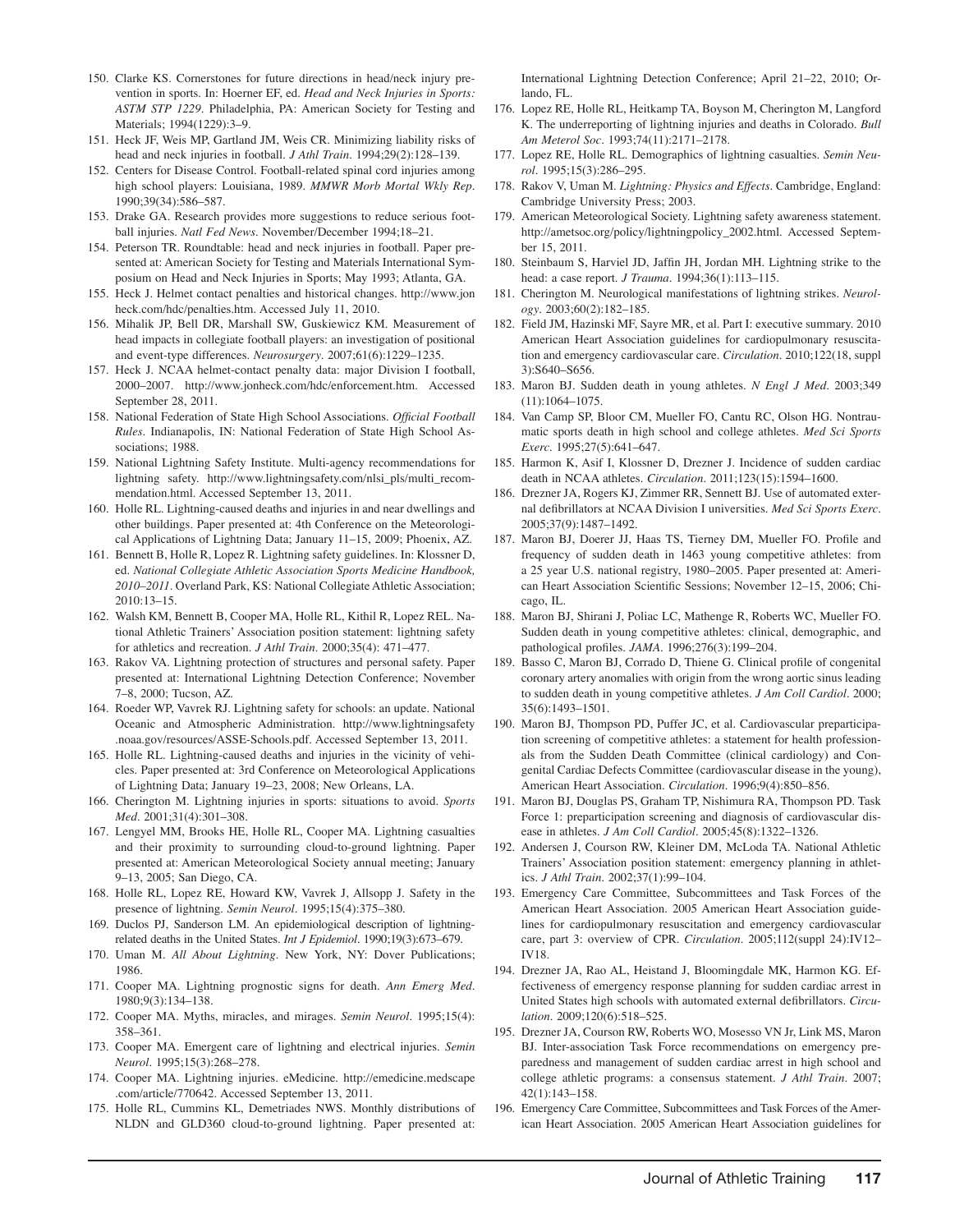150. Clarke KS. Cornerstones for future directions in head/neck injury prevention in sports. In: Hoerner EF, ed. *Head and Neck Injuries in Sports: ASTM STP 1229*. Philadelphia, PA: American Society for Testing and Materials; 1994(1229):3–9.
151. Heck JF, Weis MP, Gartland JM, Weis CR. Minimizing liability risks of head and neck injuries in football. *J Athl Train*. 1994;29(2):128–139.
152. Centers for Disease Control. Football-related spinal cord injuries among high school players: Louisiana, 1989. *MMWR Morb Mortal Wkly Rep*. 1990;39(34):586–587.
153. Drake GA. Research provides more suggestions to reduce serious football injuries. *Natl Fed News*. November/December 1994;18–21.
154. Peterson TR. Roundtable: head and neck injuries in football. Paper presented at: American Society for Testing and Materials International Symposium on Head and Neck Injuries in Sports; May 1993; Atlanta, GA.
155. Heck J. Helmet contact penalties and historical changes. http://www.jonheck.com/hdc/penalties.htm. Accessed July 11, 2010.
156. Mihalik JP, Bell DR, Marshall SW, Guskiewicz KM. Measurement of head impacts in collegiate football players: an investigation of positional and event-type differences. *Neurosurgery*. 2007;61(6):1229–1235.
157. Heck J. NCAA helmet-contact penalty data: major Division I football, 2000–2007. http://www.jonheck.com/hdc/enforcement.htm. Accessed September 28, 2011.
158. National Federation of State High School Associations. *Official Football Rules*. Indianapolis, IN: National Federation of State High School Associations; 1988.
159. National Lightning Safety Institute. Multi-agency recommendations for lightning safety. http://www.lightningsafety.com/nlsi_pls/multi_recommendation.html. Accessed September 13, 2011.
160. Holle RL. Lightning-caused deaths and injuries in and near dwellings and other buildings. Paper presented at: 4th Conference on the Meteorological Applications of Lightning Data; January 11–15, 2009; Phoenix, AZ.
161. Bennett B, Holle R, Lopez R. Lightning safety guidelines. In: Klossner D, ed. *National Collegiate Athletic Association Sports Medicine Handbook, 2010–2011*. Overland Park, KS: National Collegiate Athletic Association; 2010:13–15.
162. Walsh KM, Bennett B, Cooper MA, Holle RL, Kithil R, Lopez REL. National Athletic Trainers' Association position statement: lightning safety for athletics and recreation. *J Athl Train*. 2000;35(4): 471–477.
163. Rakov VA. Lightning protection of structures and personal safety. Paper presented at: International Lightning Detection Conference; November 7–8, 2000; Tucson, AZ.
164. Roeder WP, Vavrek RJ. Lightning safety for schools: an update. National Oceanic and Atmospheric Administration. http://www.lightningsafety.noaa.gov/resources/ASSE-Schools.pdf. Accessed September 13, 2011.
165. Holle RL. Lightning-caused deaths and injuries in the vicinity of vehicles. Paper presented at: 3rd Conference on Meteorological Applications of Lightning Data; January 19–23, 2008; New Orleans, LA.
166. Cherington M. Lightning injuries in sports: situations to avoid. *Sports Med*. 2001;31(4):301–308.
167. Lengyel MM, Brooks HE, Holle RL, Cooper MA. Lightning casualties and their proximity to surrounding cloud-to-ground lightning. Paper presented at: American Meteorological Society annual meeting; January 9–13, 2005; San Diego, CA.
168. Holle RL, Lopez RE, Howard KW, Vavrek J, Allsopp J. Safety in the presence of lightning. *Semin Neurol*. 1995;15(4):375–380.
169. Duclos PJ, Sanderson LM. An epidemiological description of lightning-related deaths in the United States. *Int J Epidemiol*. 1990;19(3):673–679.
170. Uman M. *All About Lightning*. New York, NY: Dover Publications; 1986.
171. Cooper MA. Lightning prognostic signs for death. *Ann Emerg Med*. 1980;9(3):134–138.
172. Cooper MA. Myths, miracles, and mirages. *Semin Neurol*. 1995;15(4): 358–361.
173. Cooper MA. Emergent care of lightning and electrical injuries. *Semin Neurol*. 1995;15(3):268–278.
174. Cooper MA. Lightning injuries. eMedicine. http://emedicine.medscape.com/article/770642. Accessed September 13, 2011.
175. Holle RL, Cummins KL, Demetriades NWS. Monthly distributions of NLDN and GLD360 cloud-to-ground lightning. Paper presented at: International Lightning Detection Conference; April 21–22, 2010; Orlando, FL.
176. Lopez RE, Holle RL, Heitkamp TA, Boyson M, Cherington M, Langford K. The underreporting of lightning injuries and deaths in Colorado. *Bull Am Meterol Soc*. 1993;74(11):2171–2178.
177. Lopez RE, Holle RL. Demographics of lightning casualties. *Semin Neurol*. 1995;15(3):286–295.
178. Rakov V, Uman M. *Lightning: Physics and Effects*. Cambridge, England: Cambridge University Press; 2003.
179. American Meteorological Society. Lightning safety awareness statement. http://ametsoc.org/policy/lightningpolicy_2002.html. Accessed September 15, 2011.
180. Steinbaum S, Harviel JD, Jaffin JH, Jordan MH. Lightning strike to the head: a case report. *J Trauma*. 1994;36(1):113–115.
181. Cherington M. Neurological manifestations of lightning strikes. *Neurology*. 2003;60(2):182–185.
182. Field JM, Hazinski MF, Sayre MR, et al. Part I: executive summary. 2010 American Heart Association guidelines for cardiopulmonary resuscitation and emergency cardiovascular care. *Circulation*. 2010;122(18, suppl 3):S640–S656.
183. Maron BJ. Sudden death in young athletes. *N Engl J Med*. 2003;349(11):1064–1075.
184. Van Camp SP, Bloor CM, Mueller FO, Cantu RC, Olson HG. Nontraumatic sports death in high school and college athletes. *Med Sci Sports Exerc*. 1995;27(5):641–647.
185. Harmon K, Asif I, Klossner D, Drezner J. Incidence of sudden cardiac death in NCAA athletes. *Circulation*. 2011;123(15):1594–1600.
186. Drezner JA, Rogers KJ, Zimmer RR, Sennett BJ. Use of automated external defibrillators at NCAA Division I universities. *Med Sci Sports Exerc*. 2005;37(9):1487–1492.
187. Maron BJ, Doerer JJ, Haas TS, Tierney DM, Mueller FO. Profile and frequency of sudden death in 1463 young competitive athletes: from a 25 year U.S. national registry, 1980–2005. Paper presented at: American Heart Association Scientific Sessions; November 12–15, 2006; Chicago, IL.
188. Maron BJ, Shirani J, Poliac LC, Mathenge R, Roberts WC, Mueller FO. Sudden death in young competitive athletes: clinical, demographic, and pathological profiles. *JAMA*. 1996;276(3):199–204.
189. Basso C, Maron BJ, Corrado D, Thiene G. Clinical profile of congenital coronary artery anomalies with origin from the wrong aortic sinus leading to sudden death in young competitive athletes. *J Am Coll Cardiol*. 2000; 35(6):1493–1501.
190. Maron BJ, Thompson PD, Puffer JC, et al. Cardiovascular preparticipation screening of competitive athletes: a statement for health professionals from the Sudden Death Committee (clinical cardiology) and Congenital Cardiac Defects Committee (cardiovascular disease in the young), American Heart Association. *Circulation*. 1996;9(4):850–856.
191. Maron BJ, Douglas PS, Graham TP, Nishimura RA, Thompson PD. Task Force 1: preparticipation screening and diagnosis of cardiovascular disease in athletes. *J Am Coll Cardiol*. 2005;45(8):1322–1326.
192. Andersen J, Courson RW, Kleiner DM, McLoda TA. National Athletic Trainers' Association position statement: emergency planning in athletics. *J Athl Train*. 2002;37(1):99–104.
193. Emergency Care Committee, Subcommittees and Task Forces of the American Heart Association. 2005 American Heart Association guidelines for cardiopulmonary resuscitation and emergency cardiovascular care, part 3: overview of CPR. *Circulation*. 2005;112(suppl 24):IV12–IV18.
194. Drezner JA, Rao AL, Heistand J, Bloomingdale MK, Harmon KG. Effectiveness of emergency response planning for sudden cardiac arrest in United States high schools with automated external defibrillators. *Circulation*. 2009;120(6):518–525.
195. Drezner JA, Courson RW, Roberts WO, Mosesso VN Jr, Link MS, Maron BJ. Inter-association Task Force recommendations on emergency preparedness and management of sudden cardiac arrest in high school and college athletic programs: a consensus statement. *J Athl Train*. 2007; 42(1):143–158.
196. Emergency Care Committee, Subcommittees and Task Forces of the American Heart Association. 2005 American Heart Association guidelines for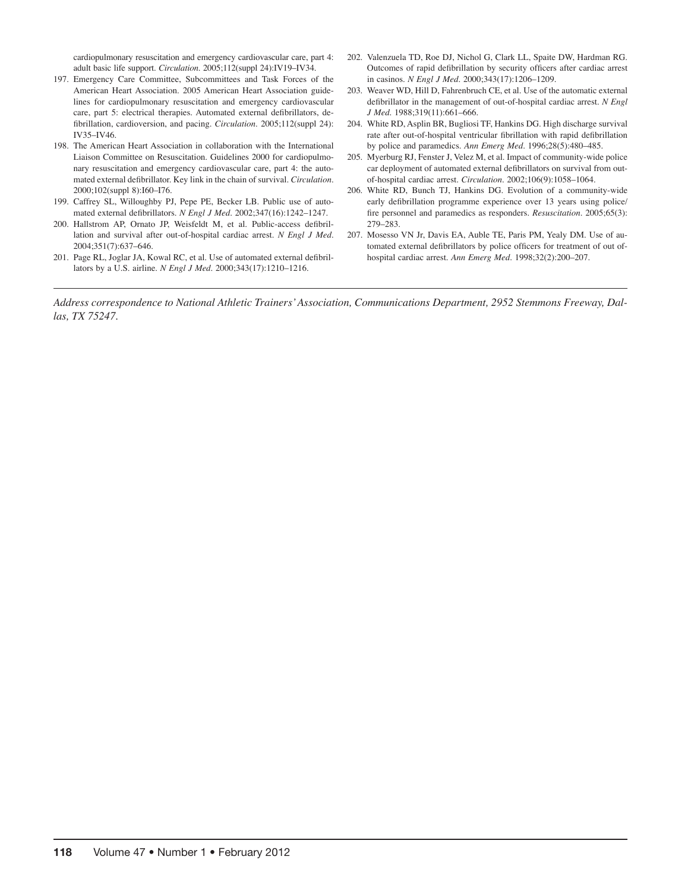cardiopulmonary resuscitation and emergency cardiovascular care, part 4: adult basic life support. *Circulation*. 2005;112(suppl 24):IV19–IV34.

197. Emergency Care Committee, Subcommittees and Task Forces of the American Heart Association. 2005 American Heart Association guidelines for cardiopulmonary resuscitation and emergency cardiovascular care, part 5: electrical therapies. Automated external defibrillators, defibrillation, cardioversion, and pacing. *Circulation*. 2005;112(suppl 24): IV35–IV46.
198. The American Heart Association in collaboration with the International Liaison Committee on Resuscitation. Guidelines 2000 for cardiopulmonary resuscitation and emergency cardiovascular care, part 4: the automated external defibrillator. Key link in the chain of survival. *Circulation*. 2000;102(suppl 8):I60–I76.
199. Caffrey SL, Willoughby PJ, Pepe PE, Becker LB. Public use of automated external defibrillators. *N Engl J Med*. 2002;347(16):1242–1247.
200. Hallstrom AP, Ornato JP, Weisfeldt M, et al. Public-access defibrillation and survival after out-of-hospital cardiac arrest. *N Engl J Med*. 2004;351(7):637–646.
201. Page RL, Joglar JA, Kowal RC, et al. Use of automated external defibrillators by a U.S. airline. *N Engl J Med*. 2000;343(17):1210–1216.
202. Valenzuela TD, Roe DJ, Nichol G, Clark LL, Spaite DW, Hardman RG. Outcomes of rapid defibrillation by security officers after cardiac arrest in casinos. *N Engl J Med*. 2000;343(17):1206–1209.
203. Weaver WD, Hill D, Fahrenbruch CE, et al. Use of the automatic external defibrillator in the management of out-of-hospital cardiac arrest. *N Engl J Med*. 1988;319(11):661–666.
204. White RD, Asplin BR, Bugliosi TF, Hankins DG. High discharge survival rate after out-of-hospital ventricular fibrillation with rapid defibrillation by police and paramedics. *Ann Emerg Med*. 1996;28(5):480–485.
205. Myerburg RJ, Fenster J, Velez M, et al. Impact of community-wide police car deployment of automated external defibrillators on survival from out-of-hospital cardiac arrest. *Circulation*. 2002;106(9):1058–1064.
206. White RD, Bunch TJ, Hankins DG. Evolution of a community-wide early defibrillation programme experience over 13 years using police/fire personnel and paramedics as responders. *Resuscitation*. 2005;65(3): 279–283.
207. Mosesso VN Jr, Davis EA, Auble TE, Paris PM, Yealy DM. Use of automated external defibrillators by police officers for treatment of out of-hospital cardiac arrest. *Ann Emerg Med*. 1998;32(2):200–207.

---

*Address correspondence to National Athletic Trainers' Association, Communications Department, 2952 Stemmons Freeway, Dallas, TX 75247.*